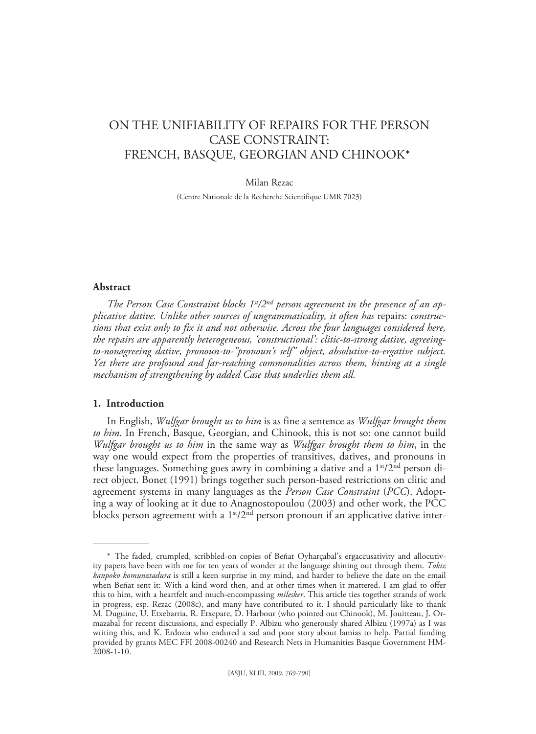# ON THE UNIFIABILITY OF REPAIRS FOR THE PERSON CASE CONSTRAINT: FRENCH, BASQUE, GEORGIAN AND CHINOOK*

Milan Rezac

(Centre Nationale de la Recherche Scientifique UMR 7023)

## Abstract

*The Person Case Constraint blocks 1st/2nd person agreement in the presence of an applicative dative. Unlike other sources of ungrammaticality, it often has* repairs: *constructions that exist only to fix it and not otherwise. Across the four languages considered here, the repairs are apparently heterogeneous, 'constructional': clitic-to-strong dative, agreeing-to-nonagreeing dative, pronoun-to-"pronoun's self" object, absolutive-to-ergative subject. Yet there are profound and far-reaching commonalities across them, hinting at a single mechanism of strengthening by added Case that underlies them all.*

## 1. Introduction

In English, *Wulfgar brought us to him* is as fine a sentence as *Wulfgar brought them to him*. In French, Basque, Georgian, and Chinook, this is not so: one cannot build *Wulfgar brought us to him* in the same way as *Wulfgar brought them to him*, in the way one would expect from the properties of transitives, datives, and pronouns in these languages. Something goes awry in combining a dative and a 1st/2nd person direct object. Bonet (1991) brings together such person-based restrictions on clitic and agreement systems in many languages as the *Person Case Constraint* (*PCC*). Adopting a way of looking at it due to Anagnostopoulou (2003) and other work, the PCC blocks person agreement with a 1st/2nd person pronoun if an applicative dative inter-

---

\* The faded, crumpled, scribbled-on copies of Beñat Oyharçabal's ergaccusativity and allocutivity papers have been with me for ten years of wonder at the language shining out through them. *Tokiz kanpoko komunztadura* is still a keen surprise in my mind, and harder to believe the date on the email when Beñat sent it: With a kind word then, and at other times when it mattered. I am glad to offer this to him, with a heartfelt and much-encompassing *milesker*. This article ties together strands of work in progress, esp. Rezac (2008c), and many have contributed to it. I should particularly like to thank M. Duguine, U. Etxebarria, R. Etxepare, D. Harbour (who pointed out Chinook), M. Jouitteau, J. Ormazabal for recent discussions, and especially P. Albizu who generously shared Albizu (1997a) as I was writing this, and K. Erdozia who endured a sad and poor story about lamias to help. Partial funding provided by grants MEC FFI 2008-00240 and Research Nets in Humanities Basque Government HM-2008-1-10.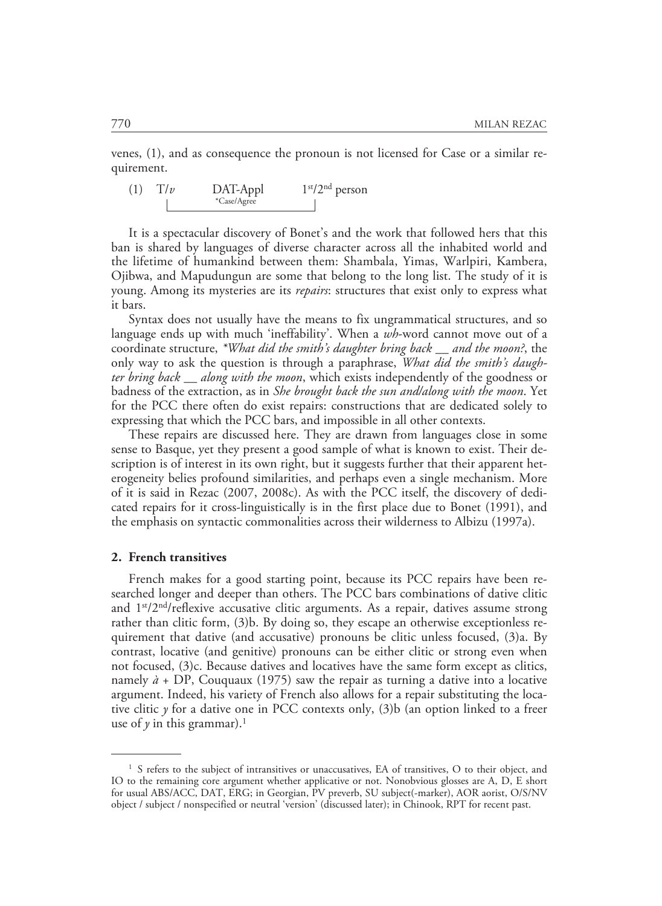venes, (1), and as consequence the pronoun is not licensed for Case or a similar requirement.

(1) T/*v* DAT-Appl $1^{st}/2^{nd}$ person
*Case/Agree

It is a spectacular discovery of Bonet's and the work that followed hers that this ban is shared by languages of diverse character across all the inhabited world and the lifetime of humankind between them: Shambala, Yimas, Warlpiri, Kambera, Ojibwa, and Mapudungun are some that belong to the long list. The study of it is young. Among its mysteries are its *repairs*: structures that exist only to express what it bars.

Syntax does not usually have the means to fix ungrammatical structures, and so language ends up with much 'ineffability'. When a *wh*-word cannot move out of a coordinate structure, *\*What did the smith's daughter bring back __ and the moon?*, the only way to ask the question is through a paraphrase, *What did the smith's daughter bring back __ along with the moon*, which exists independently of the goodness or badness of the extraction, as in *She brought back the sun and/along with the moon*. Yet for the PCC there often do exist repairs: constructions that are dedicated solely to expressing that which the PCC bars, and impossible in all other contexts.

These repairs are discussed here. They are drawn from languages close in some sense to Basque, yet they present a good sample of what is known to exist. Their description is of interest in its own right, but it suggests further that their apparent heterogeneity belies profound similarities, and perhaps even a single mechanism. More of it is said in Rezac (2007, 2008c). As with the PCC itself, the discovery of dedicated repairs for it cross-linguistically is in the first place due to Bonet (1991), and the emphasis on syntactic commonalities across their wilderness to Albizu (1997a).

## 2. French transitives

French makes for a good starting point, because its PCC repairs have been researched longer and deeper than others. The PCC bars combinations of dative clitic and $1^{st}/2^{nd}$/reflexive accusative clitic arguments. As a repair, datives assume strong rather than clitic form, (3)b. By doing so, they escape an otherwise exceptionless requirement that dative (and accusative) pronouns be clitic unless focused, (3)a. By contrast, locative (and genitive) pronouns can be either clitic or strong even when not focused, (3)c. Because datives and locatives have the same form except as clitics, namely *à* + DP, Couquaux (1975) saw the repair as turning a dative into a locative argument. Indeed, his variety of French also allows for a repair substituting the locative clitic *y* for a dative one in PCC contexts only, (3)b (an option linked to a freer use of *y* in this grammar).[1]

---

[1] S refers to the subject of intransitives or unaccusatives, EA of transitives, O to their object, and IO to the remaining core argument whether applicative or not. Nonobvious glosses are A, D, E short for usual ABS/ACC, DAT, ERG; in Georgian, PV preverb, SU subject(-marker), AOR aorist, O/S/NV object / subject / nonspecified or neutral 'version' (discussed later); in Chinook, RPT for recent past.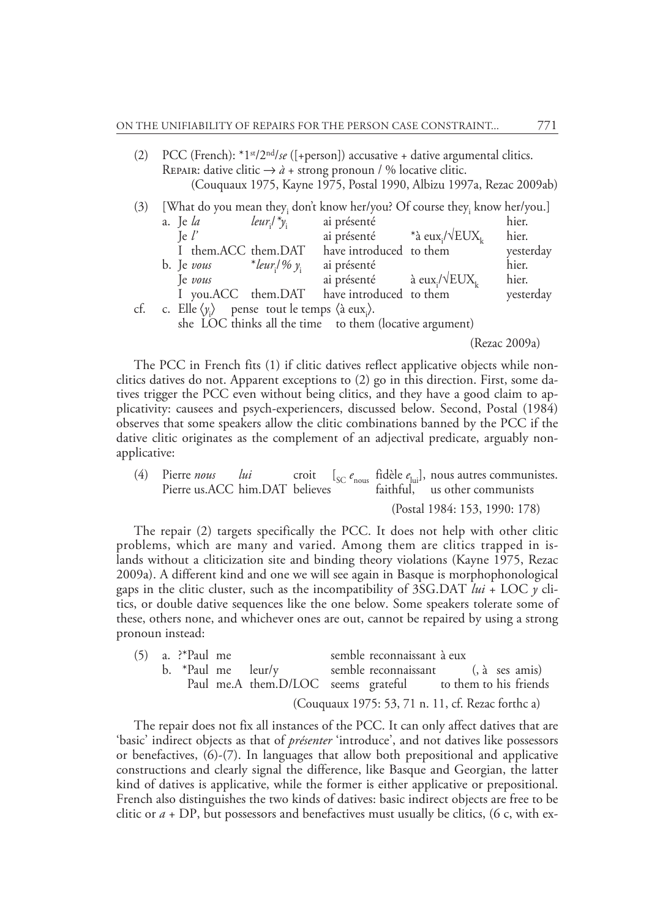(2) PCC (French): *1st/2nd/*se* ([+person]) accusative + dative argumental clitics.
REPAIR: dative clitic → *à* + strong pronoun / % locative clitic.
(Couquaux 1975, Kayne 1975, Postal 1990, Albizu 1997a, Rezac 2009ab)

(3) [What do you mean they$_i$ don't know her/you? Of course they$_i$ know her/you.]

a. Je *la* *leur*$_i$/**y*$_i$ ai présenté hier.
Je *l'* ai présenté *à eux$_i$/√EUX$_k$ hier.
I them.ACC them.DAT have introduced to them yesterday

b. Je *vous* **leur*$_i$/% *y*$_i$ ai présenté hier.
Je *vous* ai présenté à eux$_i$/√EUX$_k$ hier.
I you.ACC them.DAT have introduced to them yesterday

cf. c. Elle ⟨*y*$_i$⟩ pense tout le temps ⟨à eux$_i$⟩.
she LOC thinks all the time to them (locative argument)

(Rezac 2009a)

The PCC in French fits (1) if clitic datives reflect applicative objects while non-clitics datives do not. Apparent exceptions to (2) go in this direction. First, some datives trigger the PCC even without being clitics, and they have a good claim to applicativity: causees and psych-experiencers, discussed below. Second, Postal (1984) observes that some speakers allow the clitic combinations banned by the PCC if the dative clitic originates as the complement of an adjectival predicate, arguably non-applicative:

(4) Pierre *nous* *lui* croit [$_{SC}$ $e_{nous}$ fidèle $e_{lui}$], nous autres communistes.
Pierre us.ACC him.DAT believes faithful, us other communists

(Postal 1984: 153, 1990: 178)

The repair (2) targets specifically the PCC. It does not help with other clitic problems, which are many and varied. Among them are clitics trapped in islands without a cliticization site and binding theory violations (Kayne 1975, Rezac 2009a). A different kind and one we will see again in Basque is morphophonological gaps in the clitic cluster, such as the incompatibility of 3SG.DAT *lui* + LOC *y* clitics, or double dative sequences like the one below. Some speakers tolerate some of these, others none, and whichever ones are out, cannot be repaired by using a strong pronoun instead:

(5) a. ?*Paul me semble reconnaissant à eux
b. *Paul me leur/y semble reconnaissant (, à ses amis)
Paul me.A them.D/LOC seems grateful to them to his friends

(Couquaux 1975: 53, 71 n. 11, cf. Rezac forthc a)

The repair does not fix all instances of the PCC. It can only affect datives that are 'basic' indirect objects as that of *présenter* 'introduce', and not datives like possessors or benefactives, (6)-(7). In languages that allow both prepositional and applicative constructions and clearly signal the difference, like Basque and Georgian, the latter kind of datives is applicative, while the former is either applicative or prepositional. French also distinguishes the two kinds of datives: basic indirect objects are free to be clitic or *a* + DP, but possessors and benefactives must usually be clitics, (6 c, with ex-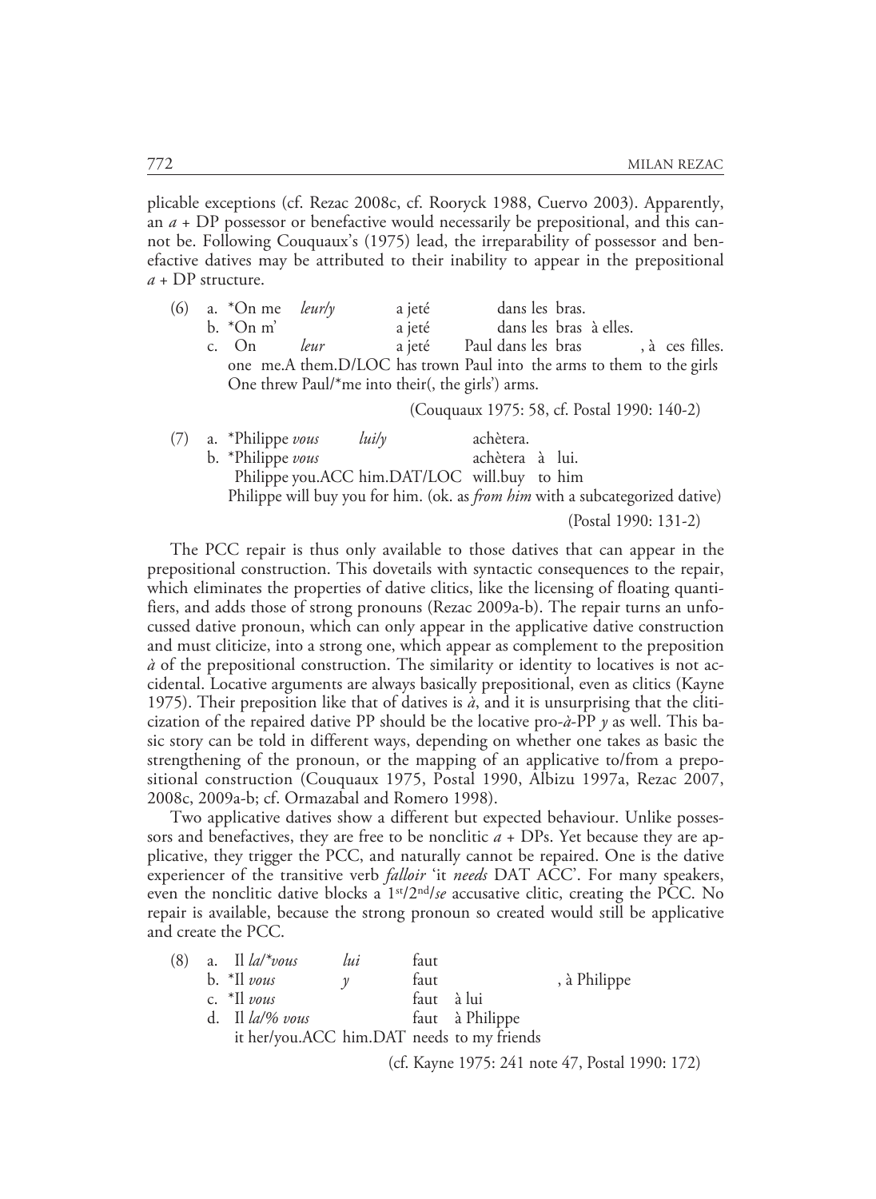plicable exceptions (cf. Rezac 2008c, cf. Rooryck 1988, Cuervo 2003). Apparently, an *a* + DP possessor or benefactive would necessarily be prepositional, and this cannot be. Following Couquaux's (1975) lead, the irreparability of possessor and benefactive datives may be attributed to their inability to appear in the prepositional *a* + DP structure.

(6) a. \*On me *leur/y* a jeté dans les bras.
b. \*On m' a jeté dans les bras à elles.
c. On *leur* a jeté Paul dans les bras , à ces filles.
one me.A them.D/LOC has trown Paul into the arms to them to the girls
One threw Paul/\*me into their(, the girls') arms.

(Couquaux 1975: 58, cf. Postal 1990: 140-2)

(7) a. \*Philippe *vous* *lui/y* achètera.
b. \*Philippe *vous* achètera à lui.
Philippe you.ACC him.DAT/LOC will.buy to him
Philippe will buy you for him. (ok. as *from him* with a subcategorized dative)

(Postal 1990: 131-2)

The PCC repair is thus only available to those datives that can appear in the prepositional construction. This dovetails with syntactic consequences to the repair, which eliminates the properties of dative clitics, like the licensing of floating quantifiers, and adds those of strong pronouns (Rezac 2009a-b). The repair turns an unfocussed dative pronoun, which can only appear in the applicative dative construction and must cliticize, into a strong one, which appear as complement to the preposition *à* of the prepositional construction. The similarity or identity to locatives is not accidental. Locative arguments are always basically prepositional, even as clitics (Kayne 1975). Their preposition like that of datives is *à*, and it is unsurprising that the cliticization of the repaired dative PP should be the locative pro-*à*-PP *y* as well. This basic story can be told in different ways, depending on whether one takes as basic the strengthening of the pronoun, or the mapping of an applicative to/from a prepositional construction (Couquaux 1975, Postal 1990, Albizu 1997a, Rezac 2007, 2008c, 2009a-b; cf. Ormazabal and Romero 1998).

Two applicative datives show a different but expected behaviour. Unlike possessors and benefactives, they are free to be nonclitic *a* + DPs. Yet because they are applicative, they trigger the PCC, and naturally cannot be repaired. One is the dative experiencer of the transitive verb *falloir* 'it *needs* DAT ACC'. For many speakers, even the nonclitic dative blocks a 1st/2nd/*se* accusative clitic, creating the PCC. No repair is available, because the strong pronoun so created would still be applicative and create the PCC.

(8) a. Il *la/\*vous* *lui* faut
b. \*Il *vous* *y* faut , à Philippe
c. \*Il *vous* faut à lui
d. Il *la/% vous* faut à Philippe
it her/you.ACC him.DAT needs to my friends

(cf. Kayne 1975: 241 note 47, Postal 1990: 172)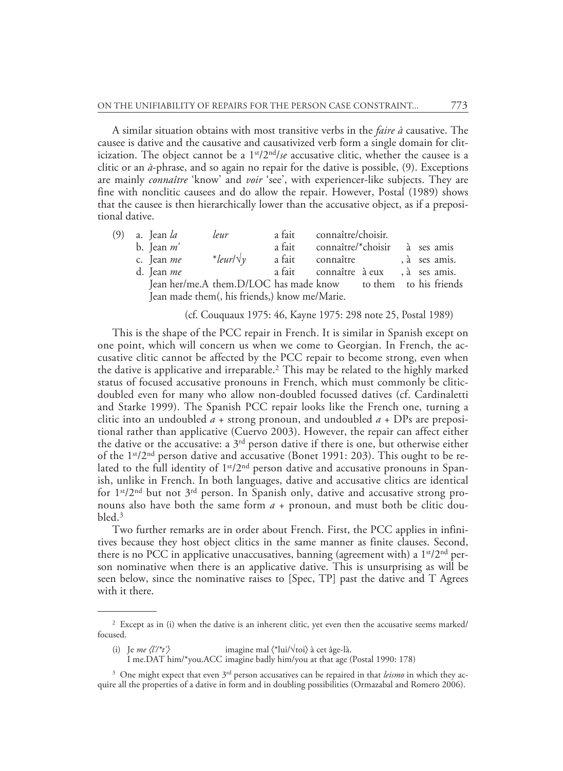A similar situation obtains with most transitive verbs in the *faire à* causative. The causee is dative and the causative and causativized verb form a single domain for cliticization. The object cannot be a 1st/2nd/*se* accusative clitic, whether the causee is a clitic or an *à*-phrase, and so again no repair for the dative is possible, (9). Exceptions are mainly *connaître* 'know' and *voir* 'see', with experiencer-like subjects. They are fine with nonclitic causees and do allow the repair. However, Postal (1989) shows that the causee is then hierarchically lower than the accusative object, as if a prepositional dative.

(9) a. Jean *la* *leur* a fait connaître/choisir.
 b. Jean *m'* a fait connaître/*choisir à ses amis
 c. Jean *me* *\*leur*/√*y* a fait connaître , à ses amis.
 d. Jean *me* a fait connaître à eux , à ses amis.
 Jean her/me.A them.D/LOC has made know to them to his friends
 Jean made them(, his friends,) know me/Marie.

(cf. Couquaux 1975: 46, Kayne 1975: 298 note 25, Postal 1989)

This is the shape of the PCC repair in French. It is similar in Spanish except on one point, which will concern us when we come to Georgian. In French, the accusative clitic cannot be affected by the PCC repair to become strong, even when the dative is applicative and irreparable.[2] This may be related to the highly marked status of focused accusative pronouns in French, which must commonly be clitic-doubled even for many who allow non-doubled focussed datives (cf. Cardinaletti and Starke 1999). The Spanish PCC repair looks like the French one, turning a clitic into an undoubled *a* + strong pronoun, and undoubled *a* + DPs are prepositional rather than applicative (Cuervo 2003). However, the repair can affect either the dative or the accusative: a 3rd person dative if there is one, but otherwise either of the 1st/2nd person dative and accusative (Bonet 1991: 203). This ought to be related to the full identity of 1st/2nd person dative and accusative pronouns in Spanish, unlike in French. In both languages, dative and accusative clitics are identical for 1st/2nd but not 3rd person. In Spanish only, dative and accusative strong pronouns also have both the same form *a* + pronoun, and must both be clitic doubled.[3]

Two further remarks are in order about French. First, the PCC applies in infinitives because they host object clitics in the same manner as finite clauses. Second, there is no PCC in applicative unaccusatives, banning (agreement with) a 1st/2nd person nominative when there is an applicative dative. This is unsurprising as will be seen below, since the nominative raises to [Spec, TP] past the dative and T Agrees with it there.

---

[2] Except as in (i) when the dative is an inherent clitic, yet even then the accusative seems marked/focused.

(i) Je *me* ⟨*l'*/**t'*⟩ imagine mal ⟨*lui/√toi⟩ à cet âge-là.
 I me.DAT him/*you.ACC imagine badly him/you at that age (Postal 1990: 178)

[3] One might expect that even 3rd person accusatives can be repaired in that *leismo* in which they acquire all the properties of a dative in form and in doubling possibilities (Ormazabal and Romero 2006).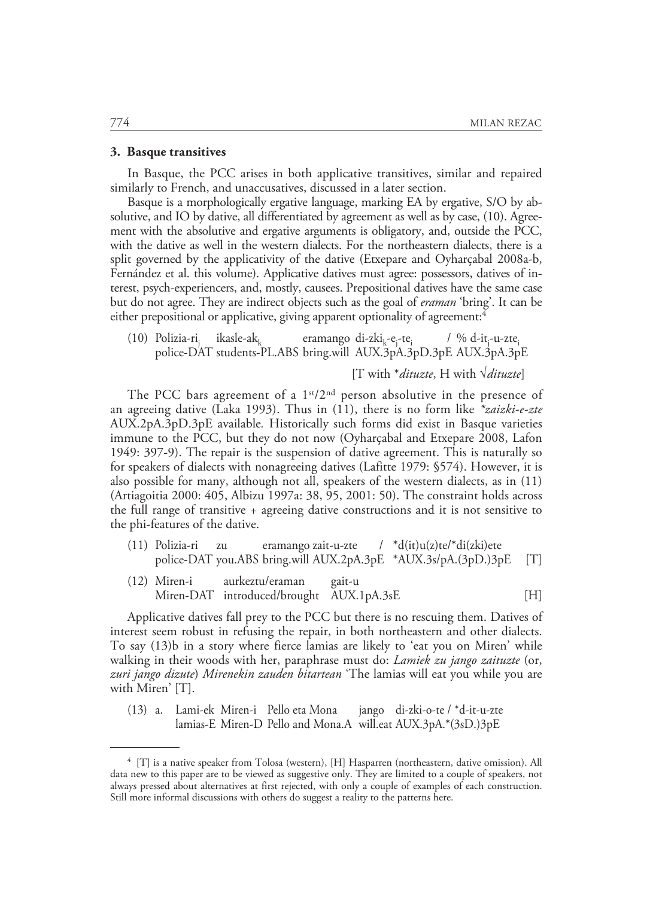### 3. Basque transitives

In Basque, the PCC arises in both applicative transitives, similar and repaired similarly to French, and unaccusatives, discussed in a later section.

Basque is a morphologically ergative language, marking EA by ergative, S/O by absolutive, and IO by dative, all differentiated by agreement as well as by case, (10). Agreement with the absolutive and ergative arguments is obligatory, and, outside the PCC, with the dative as well in the western dialects. For the northeastern dialects, there is a split governed by the applicativity of the dative (Etxepare and Oyharçabal 2008a-b, Fernández et al. this volume). Applicative datives must agree: possessors, datives of interest, psych-experiencers, and, mostly, causees. Prepositional datives have the same case but do not agree. They are indirect objects such as the goal of *eraman* 'bring'. It can be either prepositional or applicative, giving apparent optionality of agreement:[4]

(10) Polizia-ri$_j$ ikasle-ak$_k$ eramango di-zki$_k$-e$_j$-te$_i$ / % d-it$_j$-u-zte$_i$
police-DAT students-PL.ABS bring.will AUX.3pA.3pD.3pE AUX.3pA.3pE

[T with \**dituzte*, H with √*dituzte*]

The PCC bars agreement of a 1st/2nd person absolutive in the presence of an agreeing dative (Laka 1993). Thus in (11), there is no form like *\*zaizki-e-zte* AUX.2pA.3pD.3pE available. Historically such forms did exist in Basque varieties immune to the PCC, but they do not now (Oyharçabal and Etxepare 2008, Lafon 1949: 397-9). The repair is the suspension of dative agreement. This is naturally so for speakers of dialects with nonagreeing datives (Lafitte 1979: §574). However, it is also possible for many, although not all, speakers of the western dialects, as in (11) (Artiagoitia 2000: 405, Albizu 1997a: 38, 95, 2001: 50). The constraint holds across the full range of transitive + agreeing dative constructions and it is not sensitive to the phi-features of the dative.

(11) Polizia-ri zu eramango zait-u-zte / \*d(it)u(z)te/\*di(zki)ete
police-DAT you.ABS bring.will AUX.2pA.3pE \*AUX.3s/pA.(3pD.)3pE [T]

(12) Miren-i aurkeztu/eraman gait-u
Miren-DAT introduced/brought AUX.1pA.3sE [H]

Applicative datives fall prey to the PCC but there is no rescuing them. Datives of interest seem robust in refusing the repair, in both northeastern and other dialects. To say (13)b in a story where fierce lamias are likely to 'eat you on Miren' while walking in their woods with her, paraphrase must do: *Lamiek zu jango zaituzte* (or, *zuri jango dizute*) *Mirenekin zauden bitartean* 'The lamias will eat you while you are with Miren' [T].

(13) a. Lami-ek Miren-i Pello eta Mona jango di-zki-o-te / \*d-it-u-zte
lamias-E Miren-D Pello and Mona.A will.eat AUX.3pA.\*(3sD.)3pE

---

[4] [T] is a native speaker from Tolosa (western), [H] Hasparren (northeastern, dative omission). All data new to this paper are to be viewed as suggestive only. They are limited to a couple of speakers, not always pressed about alternatives at first rejected, with only a couple of examples of each construction. Still more informal discussions with others do suggest a reality to the patterns here.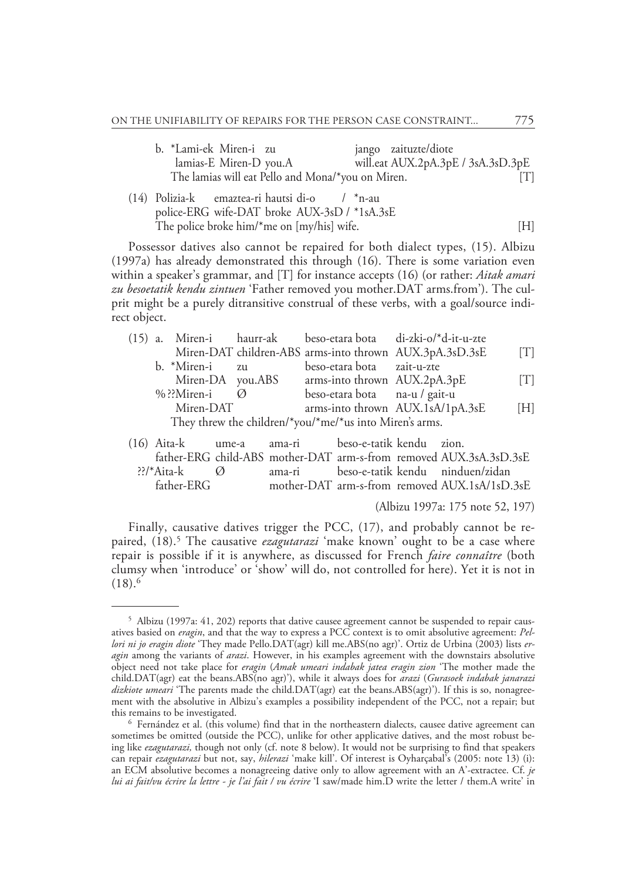b. \*Lami-ek Miren-i zu jango zaituzte/diote
   lamias-E Miren-D you.A will.eat AUX.2pA.3pE / 3sA.3sD.3pE
   The lamias will eat Pello and Mona/\*you on Miren. [T]

(14) Polizia-k emaztea-ri hautsi di-o / \*n-au
   police-ERG wife-DAT broke AUX-3sD / \*1sA.3sE
   The police broke him/\*me on [my/his] wife. [H]

Possessor datives also cannot be repaired for both dialect types, (15). Albizu (1997a) has already demonstrated this through (16). There is some variation even within a speaker's grammar, and [T] for instance accepts (16) (or rather: *Aitak amari zu besoetatik kendu zintuen* 'Father removed you mother.DAT arms.from'). The culprit might be a purely ditransitive construal of these verbs, with a goal/source indirect object.

(15) a. Miren-i haurr-ak beso-etara bota di-zki-o/\*d-it-u-zte
   Miren-DAT children-ABS arms-into thrown AUX.3pA.3sD.3sE [T]
   b. \*Miren-i zu beso-etara bota zait-u-zte
   Miren-DA you.ABS arms-into thrown AUX.2pA.3pE [T]
   %??Miren-i Ø beso-etara bota na-u / gait-u
   Miren-DAT arms-into thrown AUX.1sA/1pA.3sE [H]
   They threw the children/\*you/\*me/\*us into Miren's arms.

(16) Aita-k ume-a ama-ri beso-e-tatik kendu zion.
   father-ERG child-ABS mother-DAT arm-s-from removed AUX.3sA.3sD.3sE
   ??/\*Aita-k Ø ama-ri beso-e-tatik kendu ninduen/zidan
   father-ERG mother-DAT arm-s-from removed AUX.1sA/1sD.3sE

(Albizu 1997a: 175 note 52, 197)

Finally, causative datives trigger the PCC, (17), and probably cannot be repaired, (18).[5] The causative *ezagutarazi* 'make known' ought to be a case where repair is possible if it is anywhere, as discussed for French *faire connaître* (both clumsy when 'introduce' or 'show' will do, not controlled for here). Yet it is not in (18).[6]

---

[5] Albizu (1997a: 41, 202) reports that dative causee agreement cannot be suspended to repair causatives basied on *eragin*, and that the way to express a PCC context is to omit absolutive agreement: *Pellori ni jo eragin diote* 'They made Pello.DAT(agr) kill me.ABS(no agr)'. Ortiz de Urbina (2003) lists *eragin* among the variants of *arazi*. However, in his examples agreement with the downstairs absolutive object need not take place for *eragin* (*Amak umeari indabak jatea eragin zion* 'The mother made the child.DAT(agr) eat the beans.ABS(no agr)'), while it always does for *arazi* (*Gurasoek indabak janarazi dizkiote umeari* 'The parents made the child.DAT(agr) eat the beans.ABS(agr)'). If this is so, nonagreement with the absolutive in Albizu's examples a possibility independent of the PCC, not a repair; but this remains to be investigated.

[6] Fernández et al. (this volume) find that in the northeastern dialects, causee dative agreement can sometimes be omitted (outside the PCC), unlike for other applicative datives, and the most robust being like *ezagutarazi,* though not only (cf. note 8 below). It would not be surprising to find that speakers can repair *ezagutarazi* but not, say, *hilerazi* 'make kill'. Of interest is Oyharçabal's (2005: note 13) (i): an ECM absolutive becomes a nonagreeing dative only to allow agreement with an A'-extractee. Cf. *je lui ai fait/vu écrire la lettre - je l'ai fait / vu écrire* 'I saw/made him.D write the letter / them.A write' in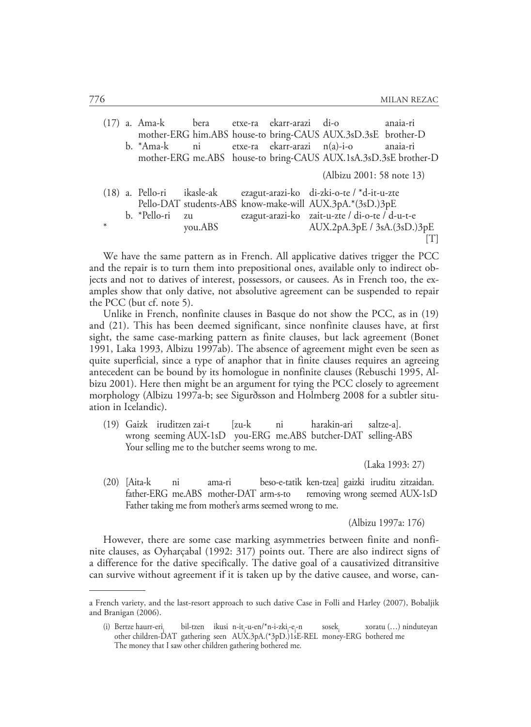(17) a. Ama-k bera etxe-ra ekarr-arazi di-o anaia-ri
mother-ERG him.ABS house-to bring-CAUS AUX.3sD.3sE brother-D

b. *Ama-k ni etxe-ra ekarr-arazi n(a)-i-o anaia-ri
mother-ERG me.ABS house-to bring-CAUS AUX.1sA.3sD.3sE brother-D

(Albizu 2001: 58 note 13)

(18) a. Pello-ri ikasle-ak ezagut-arazi-ko di-zki-o-te / *d-it-u-zte
Pello-DAT students-ABS know-make-will AUX.3pA.*(3sD.)3pE

b. *Pello-ri zu ezagut-arazi-ko zait-u-zte / di-o-te / d-u-t-e
* you.ABS AUX.2pA.3pE / 3sA.(3sD.)3pE

[T]

We have the same pattern as in French. All applicative datives trigger the PCC and the repair is to turn them into prepositional ones, available only to indirect objects and not to datives of interest, possessors, or causees. As in French too, the examples show that only dative, not absolutive agreement can be suspended to repair the PCC (but cf. note 5).

Unlike in French, nonfinite clauses in Basque do not show the PCC, as in (19) and (21). This has been deemed significant, since nonfinite clauses have, at first sight, the same case-marking pattern as finite clauses, but lack agreement (Bonet 1991, Laka 1993, Albizu 1997ab). The absence of agreement might even be seen as quite superficial, since a type of anaphor that in finite clauses requires an agreeing antecedent can be bound by its homologue in nonfinite clauses (Rebuschi 1995, Albizu 2001). Here then might be an argument for tying the PCC closely to agreement morphology (Albizu 1997a-b; see Sigurðsson and Holmberg 2008 for a subtler situation in Icelandic).

(19) Gaizk iruditzen zai-t [zu-k ni harakin-ari saltze-a].
wrong seeming AUX-1sD you-ERG me.ABS butcher-DAT selling-ABS
Your selling me to the butcher seems wrong to me.

(Laka 1993: 27)

(20) [Aita-k ni ama-ri beso-e-tatik ken-tzea] gaizki iruditu zitzaidan.
father-ERG me.ABS mother-DAT arm-s-to removing wrong seemed AUX-1sD
Father taking me from mother's arms seemed wrong to me.

(Albizu 1997a: 176)

However, there are some case marking asymmetries between finite and nonfinite clauses, as Oyharçabal (1992: 317) points out. There are also indirect signs of a difference for the dative specifically. The dative goal of a causativized ditransitive can survive without agreement if it is taken up by the dative causee, and worse, can-

---

a French variety, and the last-resort approach to such dative Case in Folli and Harley (2007), Bobaljik and Branigan (2006).

(i) Bertze haurr-eri$_j$ bil-tzen ikusi n-it$_i$-u-en/*n-i-zki$_i$-e$_j$-n sosek$_i$ xoratu (…) ninduteyan
other children-DAT gathering seen AUX.3pA.(*3pD.)1sE-REL money-ERG bothered me
The money that I saw other children gathering bothered me.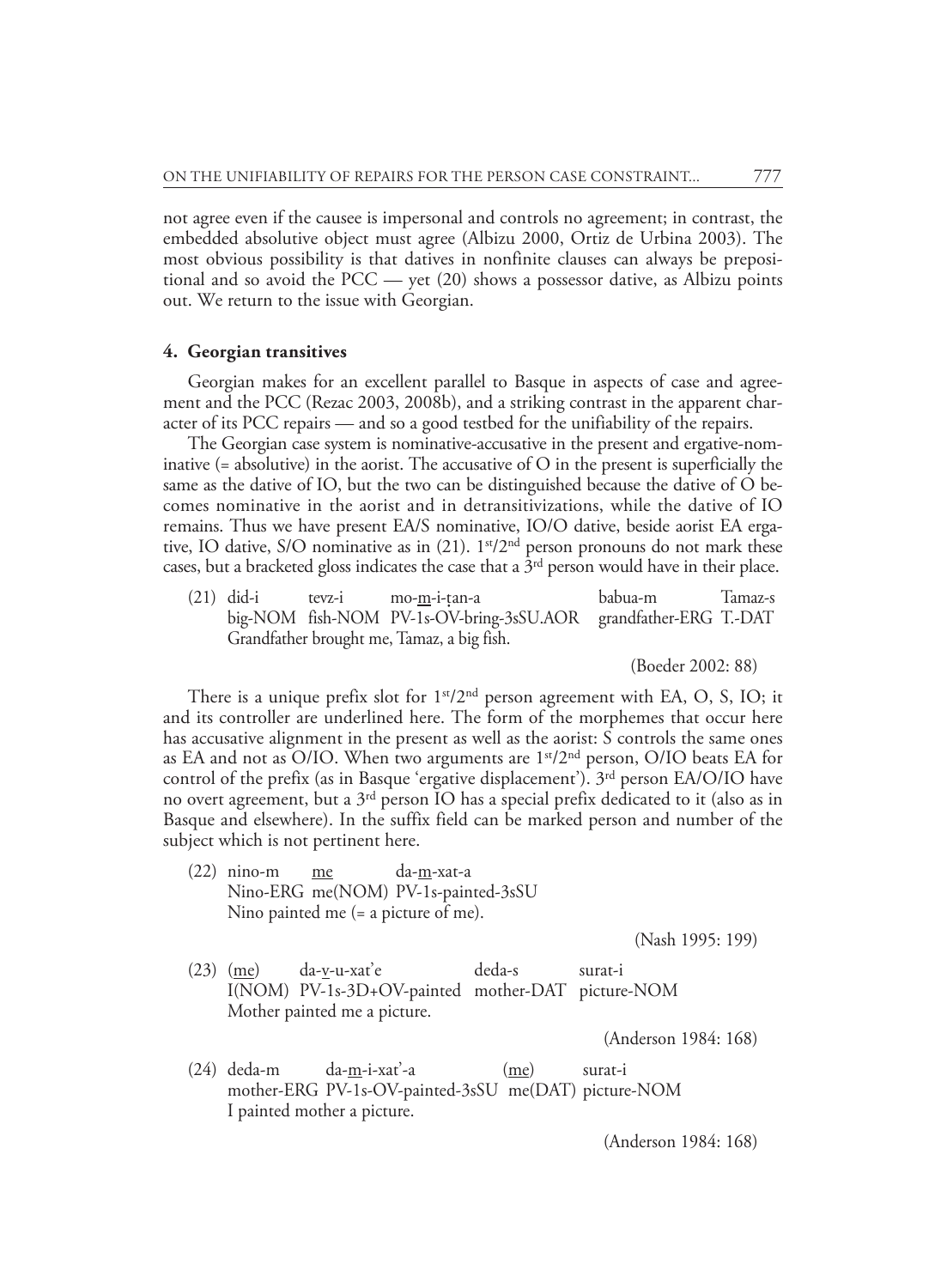not agree even if the causee is impersonal and controls no agreement; in contrast, the embedded absolutive object must agree (Albizu 2000, Ortiz de Urbina 2003). The most obvious possibility is that datives in nonfinite clauses can always be prepositional and so avoid the PCC — yet (20) shows a possessor dative, as Albizu points out. We return to the issue with Georgian.

## 4. Georgian transitives

Georgian makes for an excellent parallel to Basque in aspects of case and agreement and the PCC (Rezac 2003, 2008b), and a striking contrast in the apparent character of its PCC repairs — and so a good testbed for the unifiability of the repairs.

The Georgian case system is nominative-accusative in the present and ergative-nominative (= absolutive) in the aorist. The accusative of O in the present is superficially the same as the dative of IO, but the two can be distinguished because the dative of O becomes nominative in the aorist and in detransitivizations, while the dative of IO remains. Thus we have present EA/S nominative, IO/O dative, beside aorist EA ergative, IO dative, S/O nominative as in (21). 1st/2nd person pronouns do not mark these cases, but a bracketed gloss indicates the case that a 3rd person would have in their place.

(21) did-i tevz-i mo-<u>m</u>-i-ṭan-a babua-m Tamaz-s
big-NOM fish-NOM PV-1s-OV-bring-3sSU.AOR grandfather-ERG T.-DAT
Grandfather brought me, Tamaz, a big fish.

(Boeder 2002: 88)

There is a unique prefix slot for 1st/2nd person agreement with EA, O, S, IO; it and its controller are underlined here. The form of the morphemes that occur here has accusative alignment in the present as well as the aorist: S controls the same ones as EA and not as O/IO. When two arguments are 1st/2nd person, O/IO beats EA for control of the prefix (as in Basque 'ergative displacement'). 3rd person EA/O/IO have no overt agreement, but a 3rd person IO has a special prefix dedicated to it (also as in Basque and elsewhere). In the suffix field can be marked person and number of the subject which is not pertinent here.

(22) nino-m <u>me</u> da-<u>m</u>-xat-a
Nino-ERG me(NOM) PV-1s-painted-3sSU
Nino painted me (= a picture of me).

(Nash 1995: 199)

(23) (<u>me</u>) da-<u>v</u>-u-xat'e deda-s surat-i
I(NOM) PV-1s-3D+OV-painted mother-DAT picture-NOM
Mother painted me a picture.

(Anderson 1984: 168)

(24) deda-m da-<u>m</u>-i-xat'-a (<u>me</u>) surat-i
mother-ERG PV-1s-OV-painted-3sSU me(DAT) picture-NOM
I painted mother a picture.

(Anderson 1984: 168)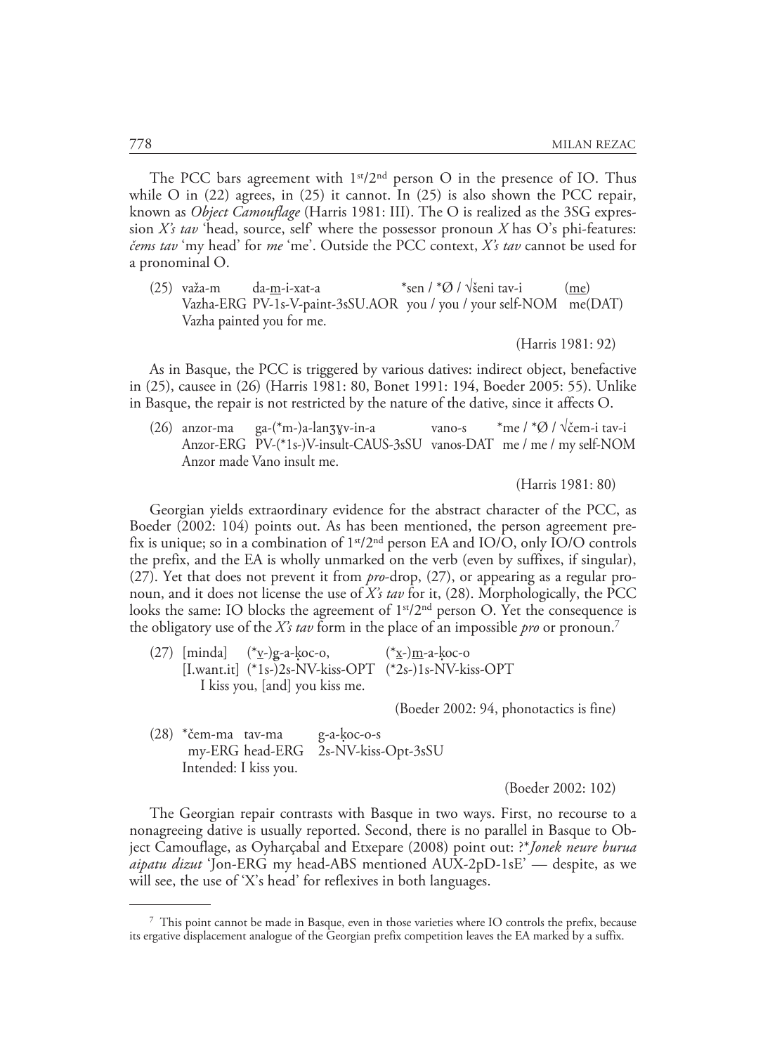The PCC bars agreement with 1st/2nd person O in the presence of IO. Thus while O in (22) agrees, in (25) it cannot. In (25) is also shown the PCC repair, known as *Object Camouflage* (Harris 1981: III). The O is realized as the 3SG expression *X's tav* 'head, source, self' where the possessor pronoun *X* has O's phi-features: *čems tav* 'my head' for *me* 'me'. Outside the PCC context, *X's tav* cannot be used for a pronominal O.

(25) važa-m da-m-i-xat-a *sen / *Ø / √šeni tav-i (me)
Vazha-ERG PV-1s-V-paint-3sSU.AOR you / you / your self-NOM me(DAT)
Vazha painted you for me.

(Harris 1981: 92)

As in Basque, the PCC is triggered by various datives: indirect object, benefactive in (25), causee in (26) (Harris 1981: 80, Bonet 1991: 194, Boeder 2005: 55). Unlike in Basque, the repair is not restricted by the nature of the dative, since it affects O.

(26) anzor-ma ga-(*m-)a-lanʒɣv-in-a vano-s *me / *Ø / √čem-i tav-i
Anzor-ERG PV-(*1s-)V-insult-CAUS-3sSU vanos-DAT me / me / my self-NOM
Anzor made Vano insult me.

(Harris 1981: 80)

Georgian yields extraordinary evidence for the abstract character of the PCC, as Boeder (2002: 104) points out. As has been mentioned, the person agreement prefix is unique; so in a combination of 1st/2nd person EA and IO/O, only IO/O controls the prefix, and the EA is wholly unmarked on the verb (even by suffixes, if singular), (27). Yet that does not prevent it from *pro*-drop, (27), or appearing as a regular pronoun, and it does not license the use of *X's tav* for it, (28). Morphologically, the PCC looks the same: IO blocks the agreement of 1st/2nd person O. Yet the consequence is the obligatory use of the *X's tav* form in the place of an impossible *pro* or pronoun.[7]

(27) [minda] (*v-)g-a-ḳoc-o, (*x-)m-a-ḳoc-o
[I.want.it] (*1s-)2s-NV-kiss-OPT (*2s-)1s-NV-kiss-OPT
I kiss you, [and] you kiss me.

(Boeder 2002: 94, phonotactics is fine)

(28) *čem-ma tav-ma g-a-ḳoc-o-s
my-ERG head-ERG 2s-NV-kiss-Opt-3sSU
Intended: I kiss you.

(Boeder 2002: 102)

The Georgian repair contrasts with Basque in two ways. First, no recourse to a nonagreeing dative is usually reported. Second, there is no parallel in Basque to Object Camouflage, as Oyharçabal and Etxepare (2008) point out: ?**Jonek neure burua aipatu dizut* 'Jon-ERG my head-ABS mentioned AUX-2pD-1sE' — despite, as we will see, the use of 'X's head' for reflexives in both languages.

---

[7] This point cannot be made in Basque, even in those varieties where IO controls the prefix, because its ergative displacement analogue of the Georgian prefix competition leaves the EA marked by a suffix.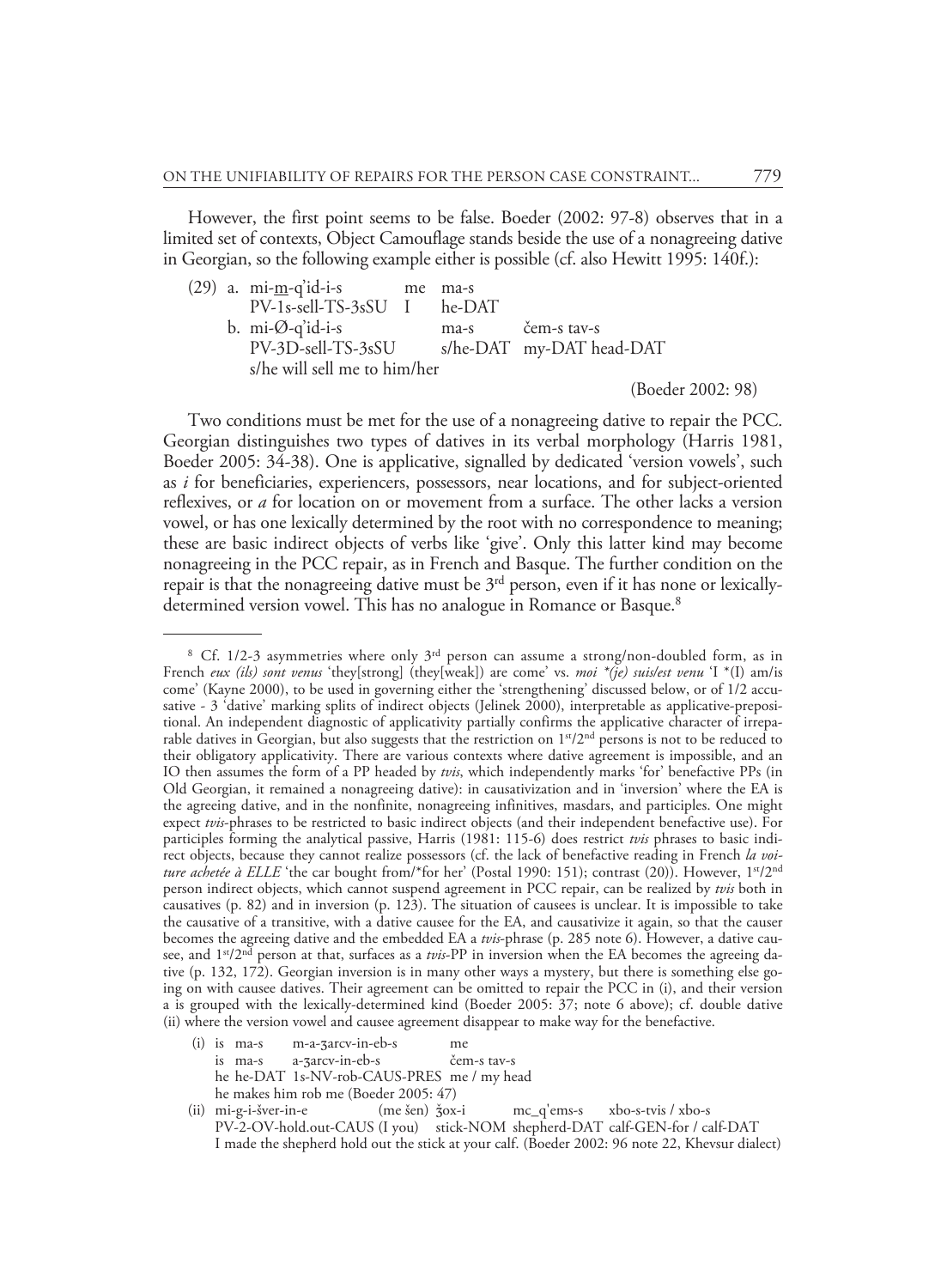However, the first point seems to be false. Boeder (2002: 97-8) observes that in a limited set of contexts, Object Camouflage stands beside the use of a nonagreeing dative in Georgian, so the following example either is possible (cf. also Hewitt 1995: 140f.):

(29) a. mi-<u>m</u>-q'id-i-s me ma-s
PV-1s-sell-TS-3sSU I he-DAT
b. mi-Ø-q'id-i-s ma-s čem-s tav-s
PV-3D-sell-TS-3sSU s/he-DAT my-DAT head-DAT
s/he will sell me to him/her

(Boeder 2002: 98)

Two conditions must be met for the use of a nonagreeing dative to repair the PCC. Georgian distinguishes two types of datives in its verbal morphology (Harris 1981, Boeder 2005: 34-38). One is applicative, signalled by dedicated 'version vowels', such as *i* for beneficiaries, experiencers, possessors, near locations, and for subject-oriented reflexives, or *a* for location on or movement from a surface. The other lacks a version vowel, or has one lexically determined by the root with no correspondence to meaning; these are basic indirect objects of verbs like 'give'. Only this latter kind may become nonagreeing in the PCC repair, as in French and Basque. The further condition on the repair is that the nonagreeing dative must be 3rd person, even if it has none or lexically-determined version vowel. This has no analogue in Romance or Basque.[8]

[8] Cf. 1/2-3 asymmetries where only 3rd person can assume a strong/non-doubled form, as in French *eux (ils) sont venus* 'they[strong] (they[weak]) are come' vs. *moi \*(je) suis/est venu* 'I \*(I) am/is come' (Kayne 2000), to be used in governing either the 'strengthening' discussed below, or of 1/2 accusative - 3 'dative' marking splits of indirect objects (Jelinek 2000), interpretable as applicative-prepositional. An independent diagnostic of applicativity partially confirms the applicative character of irreparable datives in Georgian, but also suggests that the restriction on 1st/2nd persons is not to be reduced to their obligatory applicativity. There are various contexts where dative agreement is impossible, and an IO then assumes the form of a PP headed by *tvis*, which independently marks 'for' benefactive PPs (in Old Georgian, it remained a nonagreeing dative): in causativization and in 'inversion' where the EA is the agreeing dative, and in the nonfinite, nonagreeing infinitives, masdars, and participles. One might expect *tvis*-phrases to be restricted to basic indirect objects (and their independent benefactive use). For participles forming the analytical passive, Harris (1981: 115-6) does restrict *tvis* phrases to basic indirect objects, because they cannot realize possessors (cf. the lack of benefactive reading in French *la voiture achetée à ELLE* 'the car bought from/\*for her' (Postal 1990: 151); contrast (20)). However, 1st/2nd person indirect objects, which cannot suspend agreement in PCC repair, can be realized by *tvis* both in causatives (p. 82) and in inversion (p. 123). The situation of causees is unclear. It is impossible to take the causative of a transitive, with a dative causee for the EA, and causativize it again, so that the causer becomes the agreeing dative and the embedded EA a *tvis*-phrase (p. 285 note 6). However, a dative causee, and 1st/2nd person at that, surfaces as a *tvis*-PP in inversion when the EA becomes the agreeing dative (p. 132, 172). Georgian inversion is in many other ways a mystery, but there is something else going on with causee datives. Their agreement can be omitted to repair the PCC in (i), and their version *a* is grouped with the lexically-determined kind (Boeder 2005: 37; note 6 above); cf. double dative (ii) where the version vowel and causee agreement disappear to make way for the benefactive.

(i) is ma-s m-a-ʒarcv-in-eb-s me
is ma-s a-ʒarcv-in-eb-s čem-s tav-s
he he-DAT 1s-NV-rob-CAUS-PRES me / my head
he makes him rob me (Boeder 2005: 47)

(ii) mi-g-i-šver-in-e (me šen) ǯox-i mc_q'ems-s xbo-s-tvis / xbo-s
PV-2-OV-hold.out-CAUS (I you) stick-NOM shepherd-DAT calf-GEN-for / calf-DAT
I made the shepherd hold out the stick at your calf. (Boeder 2002: 96 note 22, Khevsur dialect)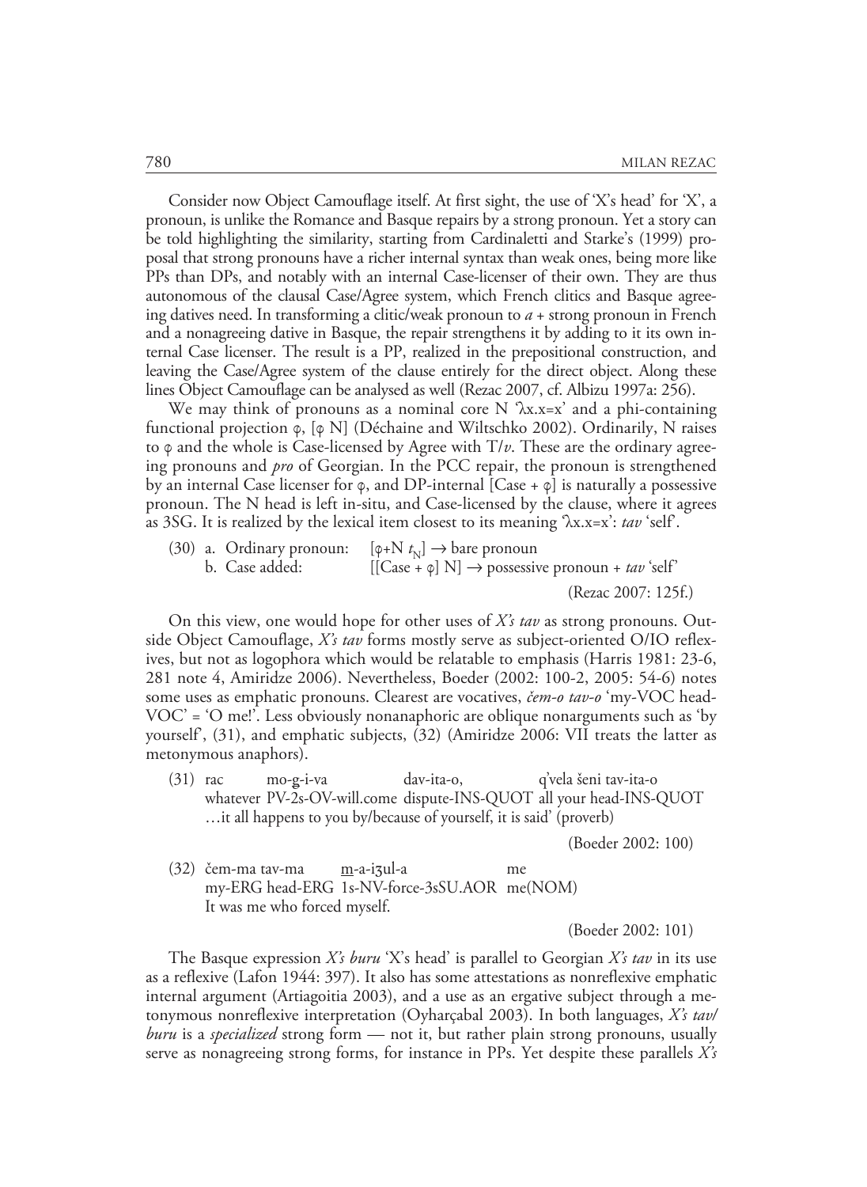Consider now Object Camouflage itself. At first sight, the use of 'X's head' for 'X', a pronoun, is unlike the Romance and Basque repairs by a strong pronoun. Yet a story can be told highlighting the similarity, starting from Cardinaletti and Starke's (1999) proposal that strong pronouns have a richer internal syntax than weak ones, being more like PPs than DPs, and notably with an internal Case-licenser of their own. They are thus autonomous of the clausal Case/Agree system, which French clitics and Basque agreeing datives need. In transforming a clitic/weak pronoun to *a* + strong pronoun in French and a nonagreeing dative in Basque, the repair strengthens it by adding to it its own internal Case licenser. The result is a PP, realized in the prepositional construction, and leaving the Case/Agree system of the clause entirely for the direct object. Along these lines Object Camouflage can be analysed as well (Rezac 2007, cf. Albizu 1997a: 256).

We may think of pronouns as a nominal core N '$\lambda x.x{=}x$' and a phi-containing functional projection φ, [φ N] (Déchaine and Wiltschko 2002). Ordinarily, N raises to φ and the whole is Case-licensed by Agree with T/*v*. These are the ordinary agreeing pronouns and *pro* of Georgian. In the PCC repair, the pronoun is strengthened by an internal Case licenser for φ, and DP-internal [Case + φ] is naturally a possessive pronoun. The N head is left in-situ, and Case-licensed by the clause, where it agrees as 3SG. It is realized by the lexical item closest to its meaning '$\lambda x.x{=}x$': *tav* 'self'.

(30) a. Ordinary pronoun: [φ+N $t_N$] → bare pronoun
     b. Case added: [[Case + φ] N] → possessive pronoun + *tav* 'self'

(Rezac 2007: 125f.)

On this view, one would hope for other uses of *X's tav* as strong pronouns. Outside Object Camouflage, *X's tav* forms mostly serve as subject-oriented O/IO reflexives, but not as logophora which would be relatable to emphasis (Harris 1981: 23-6, 281 note 4, Amiridze 2006). Nevertheless, Boeder (2002: 100-2, 2005: 54-6) notes some uses as emphatic pronouns. Clearest are vocatives, *čem-o tav-o* 'my-VOC head-VOC' = 'O me!'. Less obviously nonanaphoric are oblique nonarguments such as 'by yourself', (31), and emphatic subjects, (32) (Amiridze 2006: VII treats the latter as metonymous anaphors).

(31) rac mo-g̲-i-va dav-ita-o, q'vela šeni tav-ita-o
     whatever PV-2s-OV-will.come dispute-INS-QUOT all your head-INS-QUOT
     …it all happens to you by/because of yourself, it is said' (proverb)

(Boeder 2002: 100)

(32) čem-ma tav-ma m̲-a-iʒul-a me
     my-ERG head-ERG 1s-NV-force-3sSU.AOR me(NOM)
     It was me who forced myself.

(Boeder 2002: 101)

The Basque expression *X's buru* 'X's head' is parallel to Georgian *X's tav* in its use as a reflexive (Lafon 1944: 397). It also has some attestations as nonreflexive emphatic internal argument (Artiagoitia 2003), and a use as an ergative subject through a metonymous nonreflexive interpretation (Oyharçabal 2003). In both languages, *X's tav/buru* is a *specialized* strong form — not it, but rather plain strong pronouns, usually serve as nonagreeing strong forms, for instance in PPs. Yet despite these parallels *X's*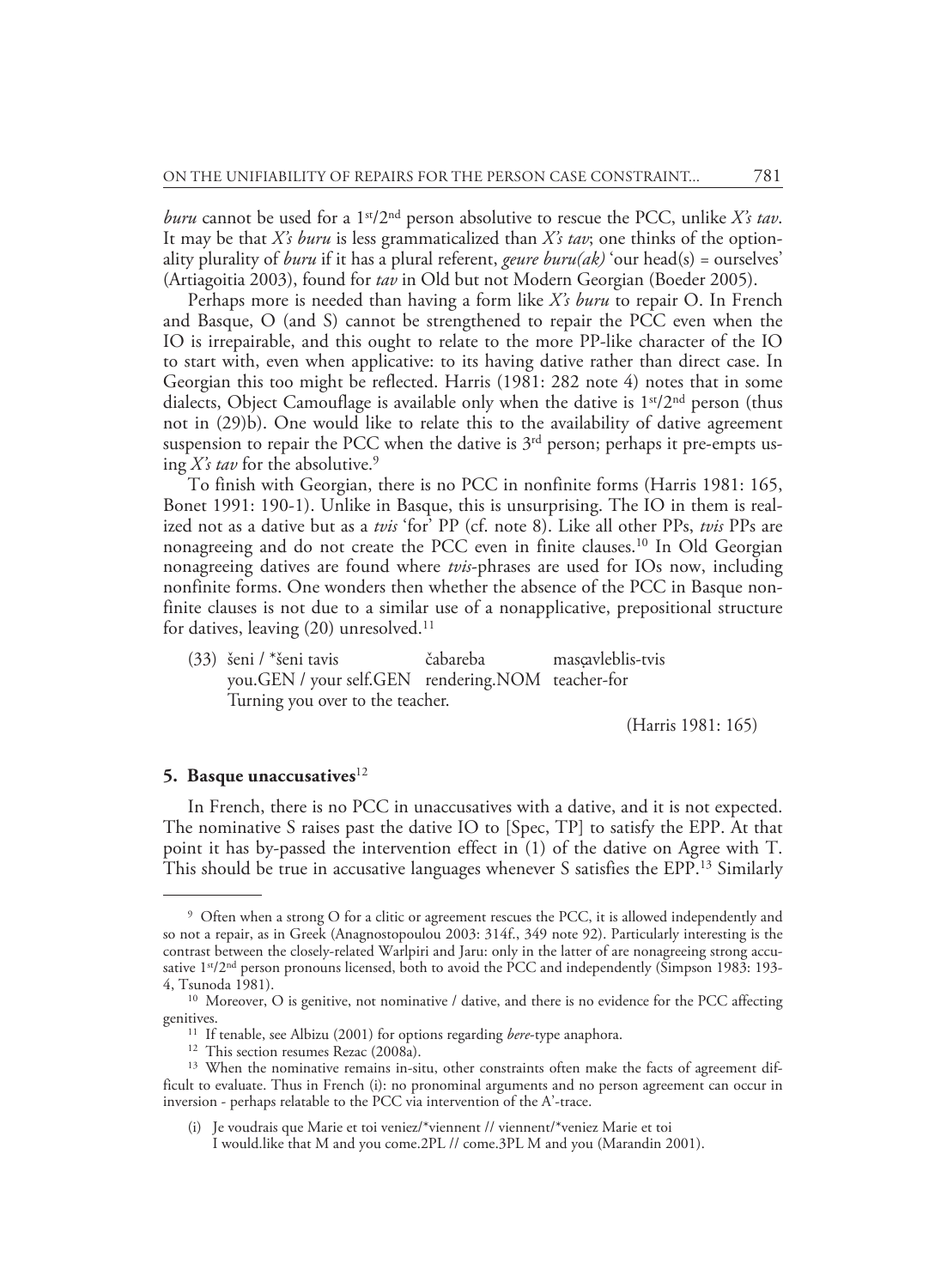*buru* cannot be used for a 1st/2nd person absolutive to rescue the PCC, unlike *X's tav*. It may be that *X's buru* is less grammaticalized than *X's tav*; one thinks of the optionality plurality of *buru* if it has a plural referent, *geure buru(ak)* 'our head(s) = ourselves' (Artiagoitia 2003), found for *tav* in Old but not Modern Georgian (Boeder 2005).

Perhaps more is needed than having a form like *X's buru* to repair O. In French and Basque, O (and S) cannot be strengthened to repair the PCC even when the IO is irrepairable, and this ought to relate to the more PP-like character of the IO to start with, even when applicative: to its having dative rather than direct case. In Georgian this too might be reflected. Harris (1981: 282 note 4) notes that in some dialects, Object Camouflage is available only when the dative is 1st/2nd person (thus not in (29)b). One would like to relate this to the availability of dative agreement suspension to repair the PCC when the dative is 3rd person; perhaps it pre-empts using *X's tav* for the absolutive.[9]

To finish with Georgian, there is no PCC in nonfinite forms (Harris 1981: 165, Bonet 1991: 190-1). Unlike in Basque, this is unsurprising. The IO in them is realized not as a dative but as a *tvis* 'for' PP (cf. note 8). Like all other PPs, *tvis* PPs are nonagreeing and do not create the PCC even in finite clauses.[10] In Old Georgian nonagreeing datives are found where *tvis*-phrases are used for IOs now, including nonfinite forms. One wonders then whether the absence of the PCC in Basque nonfinite clauses is not due to a similar use of a nonapplicative, prepositional structure for datives, leaving (20) unresolved.[11]

(33) šeni / *šeni tavis čabareba masc̣avleblis-tvis
you.GEN / your self.GEN rendering.NOM teacher-for
Turning you over to the teacher.

(Harris 1981: 165)

## 5. Basque unaccusatives[12]

In French, there is no PCC in unaccusatives with a dative, and it is not expected. The nominative S raises past the dative IO to [Spec, TP] to satisfy the EPP. At that point it has by-passed the intervention effect in (1) of the dative on Agree with T. This should be true in accusative languages whenever S satisfies the EPP.[13] Similarly

---

[9] Often when a strong O for a clitic or agreement rescues the PCC, it is allowed independently and so not a repair, as in Greek (Anagnostopoulou 2003: 314f., 349 note 92). Particularly interesting is the contrast between the closely-related Warlpiri and Jaru: only in the latter of are nonagreeing strong accusative 1st/2nd person pronouns licensed, both to avoid the PCC and independently (Simpson 1983: 193-4, Tsunoda 1981).

[10] Moreover, O is genitive, not nominative / dative, and there is no evidence for the PCC affecting genitives.

[11] If tenable, see Albizu (2001) for options regarding *bere*-type anaphora.

[12] This section resumes Rezac (2008a).

[13] When the nominative remains in-situ, other constraints often make the facts of agreement difficult to evaluate. Thus in French (i): no pronominal arguments and no person agreement can occur in inversion - perhaps relatable to the PCC via intervention of the A'-trace.

(i) Je voudrais que Marie et toi veniez/*viennent // viennent/*veniez Marie et toi
I would.like that M and you come.2PL // come.3PL M and you (Marandin 2001).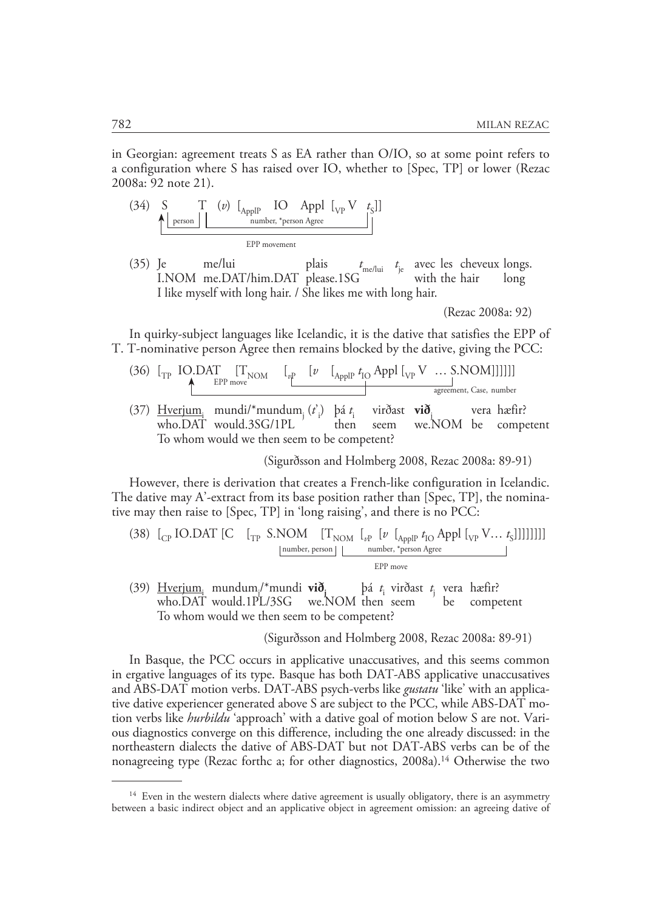in Georgian: agreement treats S as EA rather than O/IO, so at some point refers to a configuration where S has raised over IO, whether to [Spec, TP] or lower (Rezac 2008a: 92 note 21).

(34) S T (*v*) [$_{\text{ApplP}}$ IO Appl [$_{\text{VP}}$ V $t_S$]]
person | number, *person Agree
EPP movement

(35) Je me/lui plais $t_{\text{me/lui}}$ $t_{\text{je}}$ avec les cheveux longs.
I.NOM me.DAT/him.DAT please.1SG with the hair long
I like myself with long hair. / She likes me with long hair.

(Rezac 2008a: 92)

In quirky-subject languages like Icelandic, it is the dative that satisfies the EPP of T. T-nominative person Agree then remains blocked by the dative, giving the PCC:

(36) [$_{\text{TP}}$ IO.DAT [T$_{\text{NOM}}$ [$_{v\text{P}}$ [*v* [$_{\text{ApplP}}$ $t_{\text{IO}}$ Appl [$_{\text{VP}}$ V … S.NOM]]]]]]
EPP move; agreement, Case, number

(37) <u>Hverjum</u>$_i$ mundi/*mundum$_j$ ($t'_i$) þá $t_i$ virðast **við**$_j$ vera hæfir?
who.DAT would.3SG/1PL then seem we.NOM be competent
To whom would we then seem to be competent?

(Sigurðsson and Holmberg 2008, Rezac 2008a: 89-91)

However, there is derivation that creates a French-like configuration in Icelandic. The dative may A'-extract from its base position rather than [Spec, TP], the nominative may then raise to [Spec, TP] in 'long raising', and there is no PCC:

(38) [$_{\text{CP}}$ IO.DAT [C [$_{\text{TP}}$ S.NOM [T$_{\text{NOM}}$ [$_{v\text{P}}$ [*v* [$_{\text{ApplP}}$ $t_{\text{IO}}$ Appl [$_{\text{VP}}$ V… $t_S$]]]]]]]]
number, person | number, *person Agree
EPP move

(39) <u>Hverjum</u>$_i$ mundum$_j$/*mundi **við**$_j$ þá $t_i$ virðast $t_j$ vera hæfir?
who.DAT would.1PL/3SG we.NOM then seem be competent
To whom would we then seem to be competent?

(Sigurðsson and Holmberg 2008, Rezac 2008a: 89-91)

In Basque, the PCC occurs in applicative unaccusatives, and this seems common in ergative languages of its type. Basque has both DAT-ABS applicative unaccusatives and ABS-DAT motion verbs. DAT-ABS psych-verbs like *gustatu* 'like' with an applicative dative experiencer generated above S are subject to the PCC, while ABS-DAT motion verbs like *hurbildu* 'approach' with a dative goal of motion below S are not. Various diagnostics converge on this difference, including the one already discussed: in the northeastern dialects the dative of ABS-DAT but not DAT-ABS verbs can be of the nonagreeing type (Rezac forthc a; for other diagnostics, 2008a).[14] Otherwise the two

[14] Even in the western dialects where dative agreement is usually obligatory, there is an asymmetry between a basic indirect object and an applicative object in agreement omission: an agreeing dative of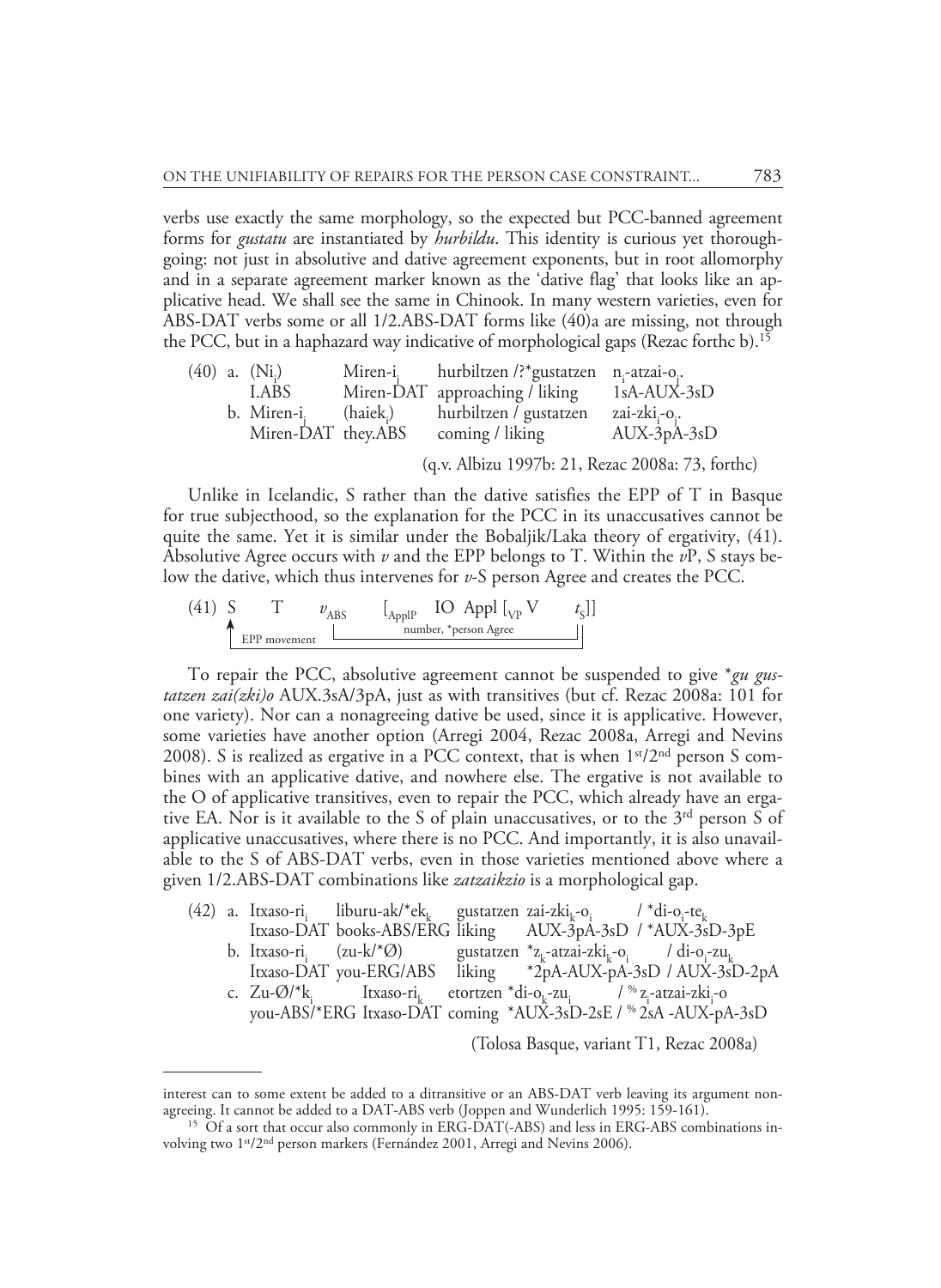verbs use exactly the same morphology, so the expected but PCC-banned agreement forms for *gustatu* are instantiated by *hurbildu*. This identity is curious yet thoroughgoing: not just in absolutive and dative agreement exponents, but in root allomorphy and in a separate agreement marker known as the 'dative flag' that looks like an applicative head. We shall see the same in Chinook. In many western varieties, even for ABS-DAT verbs some or all 1/2.ABS-DAT forms like (40)a are missing, not through the PCC, but in a haphazard way indicative of morphological gaps (Rezac forthc b).[15]

(40) a. (Ni$_i$) Miren-i$_j$ hurbiltzen /?*gustatzen n$_i$-atzai-o$_j$.
I.ABS Miren-DAT approaching / liking 1sA-AUX-3sD

b. Miren-i$_j$ (haiek$_i$) hurbiltzen / gustatzen zai-zki$_i$-o$_j$.
Miren-DAT they.ABS coming / liking AUX-3pA-3sD

(q.v. Albizu 1997b: 21, Rezac 2008a: 73, forthc)

Unlike in Icelandic, S rather than the dative satisfies the EPP of T in Basque for true subjecthood, so the explanation for the PCC in its unaccusatives cannot be quite the same. Yet it is similar under the Bobaljik/Laka theory of ergativity, (41). Absolutive Agree occurs with *v* and the EPP belongs to T. Within the *v*P, S stays below the dative, which thus intervenes for *v*-S person Agree and creates the PCC.

(41) S T $v_{ABS}$ [$_{ApplP}$ IO Appl [$_{VP}$ V $t_S$]]
(EPP movement: $t_S$ → S; number, *person Agree: $v_{ABS}$ → $t_S$)

To repair the PCC, absolutive agreement cannot be suspended to give **gu gustatzen zai(zki)o* AUX.3sA/3pA, just as with transitives (but cf. Rezac 2008a: 101 for one variety). Nor can a nonagreeing dative be used, since it is applicative. However, some varieties have another option (Arregi 2004, Rezac 2008a, Arregi and Nevins 2008). S is realized as ergative in a PCC context, that is when 1st/2nd person S combines with an applicative dative, and nowhere else. The ergative is not available to the O of applicative transitives, even to repair the PCC, which already have an ergative EA. Nor is it available to the S of plain unaccusatives, or to the 3rd person S of applicative unaccusatives, where there is no PCC. And importantly, it is also unavailable to the S of ABS-DAT verbs, even in those varieties mentioned above where a given 1/2.ABS-DAT combinations like *zatzaikzio* is a morphological gap.

(42) a. Itxaso-ri$_i$ liburu-ak/*ek$_k$ gustatzen zai-zki$_k$-o$_i$ / *di-o$_i$-te$_k$
Itxaso-DAT books-ABS/ERG liking AUX-3pA-3sD / *AUX-3sD-3pE

b. Itxaso-ri$_i$ (zu-k/*Ø) gustatzen *z$_k$-atzai-zki$_k$-o$_i$ / di-o$_i$-zu$_k$
Itxaso-DAT you-ERG/ABS liking *2pA-AUX-pA-3sD / AUX-3sD-2pA

c. Zu-Ø/*k$_i$ Itxaso-ri$_k$ etortzen *di-o$_k$-zu$_i$ / % z$_i$-atzai-zki$_i$-o
you-ABS/*ERG Itxaso-DAT coming *AUX-3sD-2sE / % 2sA -AUX-pA-3sD

(Tolosa Basque, variant T1, Rezac 2008a)

---

interest can to some extent be added to a ditransitive or an ABS-DAT verb leaving its argument nonagreeing. It cannot be added to a DAT-ABS verb (Joppen and Wunderlich 1995: 159-161).

[15] Of a sort that occur also commonly in ERG-DAT(-ABS) and less in ERG-ABS combinations involving two 1st/2nd person markers (Fernández 2001, Arregi and Nevins 2006).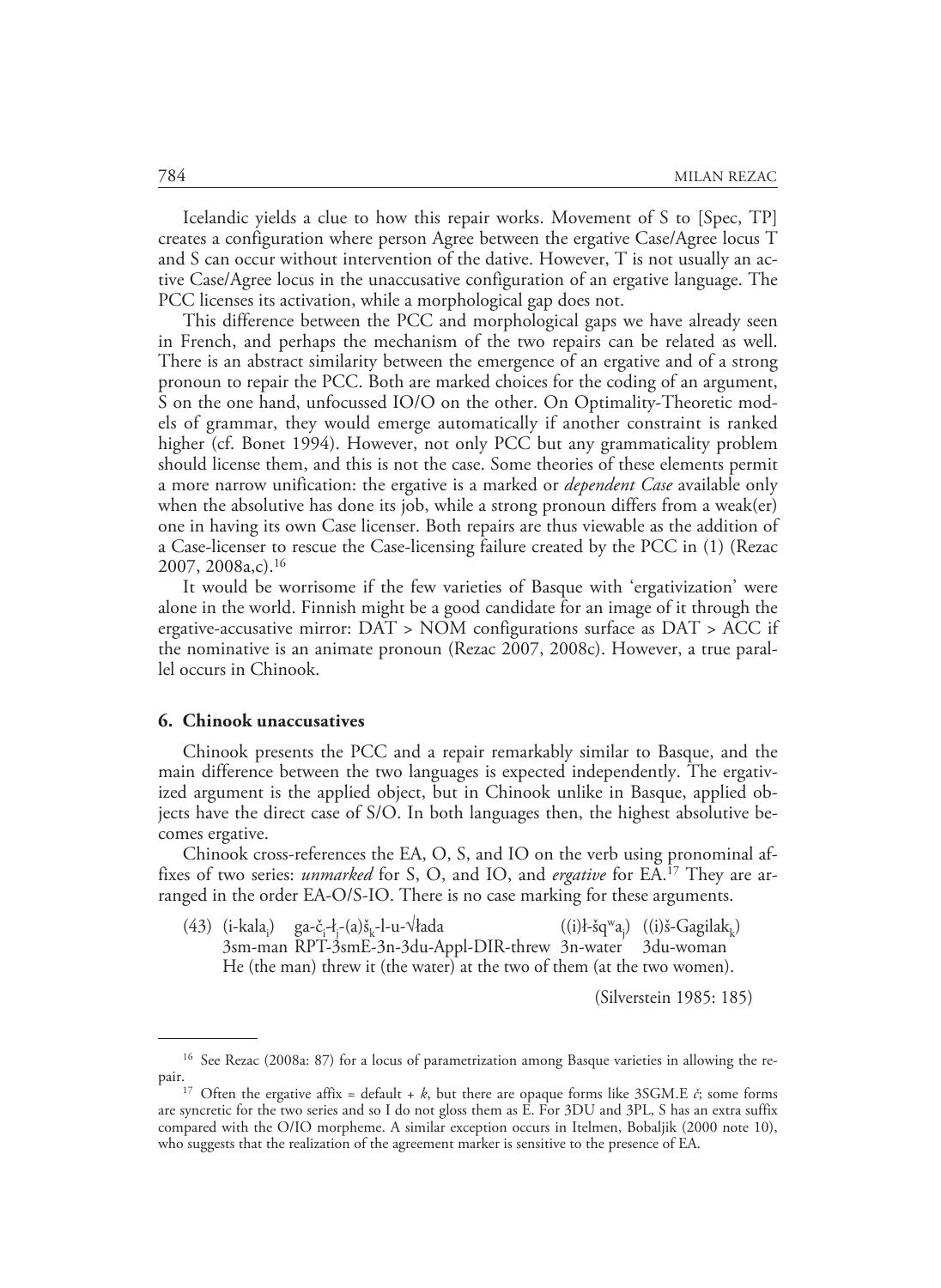Icelandic yields a clue to how this repair works. Movement of S to [Spec, TP] creates a configuration where person Agree between the ergative Case/Agree locus T and S can occur without intervention of the dative. However, T is not usually an active Case/Agree locus in the unaccusative configuration of an ergative language. The PCC licenses its activation, while a morphological gap does not.

This difference between the PCC and morphological gaps we have already seen in French, and perhaps the mechanism of the two repairs can be related as well. There is an abstract similarity between the emergence of an ergative and of a strong pronoun to repair the PCC. Both are marked choices for the coding of an argument, S on the one hand, unfocussed IO/O on the other. On Optimality-Theoretic models of grammar, they would emerge automatically if another constraint is ranked higher (cf. Bonet 1994). However, not only PCC but any grammaticality problem should license them, and this is not the case. Some theories of these elements permit a more narrow unification: the ergative is a marked or *dependent Case* available only when the absolutive has done its job, while a strong pronoun differs from a weak(er) one in having its own Case licenser. Both repairs are thus viewable as the addition of a Case-licenser to rescue the Case-licensing failure created by the PCC in (1) (Rezac 2007, 2008a,c).[16]

It would be worrisome if the few varieties of Basque with 'ergativization' were alone in the world. Finnish might be a good candidate for an image of it through the ergative-accusative mirror: DAT > NOM configurations surface as DAT > ACC if the nominative is an animate pronoun (Rezac 2007, 2008c). However, a true parallel occurs in Chinook.

## 6. Chinook unaccusatives

Chinook presents the PCC and a repair remarkably similar to Basque, and the main difference between the two languages is expected independently. The ergativized argument is the applied object, but in Chinook unlike in Basque, applied objects have the direct case of S/O. In both languages then, the highest absolutive becomes ergative.

Chinook cross-references the EA, O, S, and IO on the verb using pronominal affixes of two series: *unmarked* for S, O, and IO, and *ergative* for EA.[17] They are arranged in the order EA-O/S-IO. There is no case marking for these arguments.

(43) (i-kala$_i$) ga-č$_i$-ł$_j$-(a)š$_k$-l-u-√łada ((i)ł-šqʷa$_j$) ((i)š-Gagilak$_k$)
3sm-man RPT-3smE-3n-3du-Appl-DIR-threw 3n-water 3du-woman
He (the man) threw it (the water) at the two of them (at the two women).

(Silverstein 1985: 185)

---

[16] See Rezac (2008a: 87) for a locus of parametrization among Basque varieties in allowing the repair.

[17] Often the ergative affix = default + *k*, but there are opaque forms like 3SGM.E *č*; some forms are syncretic for the two series and so I do not gloss them as E. For 3DU and 3PL, S has an extra suffix compared with the O/IO morpheme. A similar exception occurs in Itelmen, Bobaljik (2000 note 10), who suggests that the realization of the agreement marker is sensitive to the presence of EA.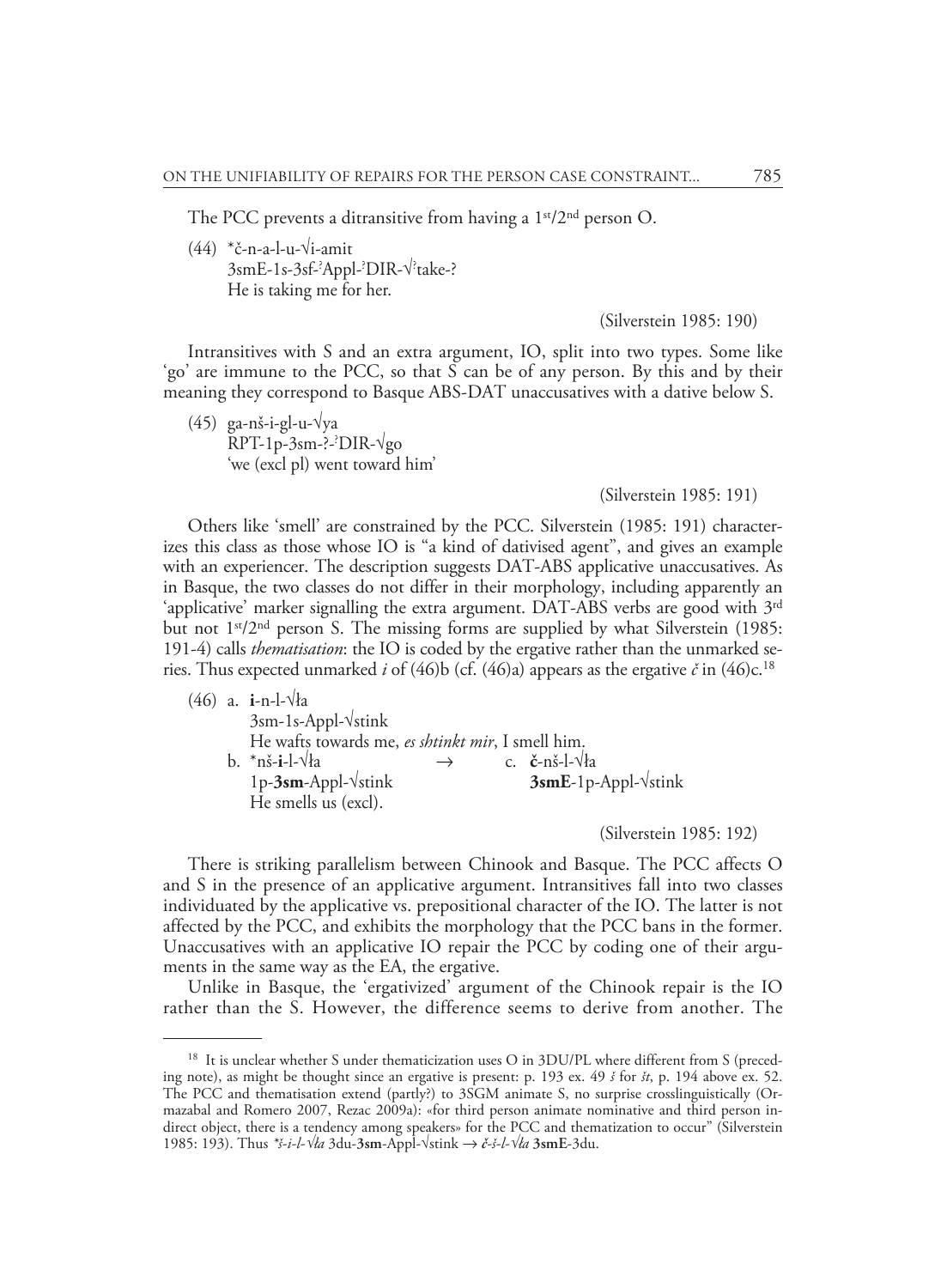The PCC prevents a ditransitive from having a 1st/2nd person O.

(44) *č-n-a-l-u-√i-amit
3smE-1s-3sf-[?]Appl-[?]DIR-√[?]take-?
He is taking me for her.

(Silverstein 1985: 190)

Intransitives with S and an extra argument, IO, split into two types. Some like 'go' are immune to the PCC, so that S can be of any person. By this and by their meaning they correspond to Basque ABS-DAT unaccusatives with a dative below S.

(45) ga-nš-i-gl-u-√ya
RPT-1p-3sm-?-[?]DIR-√go
'we (excl pl) went toward him'

(Silverstein 1985: 191)

Others like 'smell' are constrained by the PCC. Silverstein (1985: 191) characterizes this class as those whose IO is "a kind of dativised agent", and gives an example with an experiencer. The description suggests DAT-ABS applicative unaccusatives. As in Basque, the two classes do not differ in their morphology, including apparently an 'applicative' marker signalling the extra argument. DAT-ABS verbs are good with 3rd but not 1st/2nd person S. The missing forms are supplied by what Silverstein (1985: 191-4) calls *thematisation*: the IO is coded by the ergative rather than the unmarked series. Thus expected unmarked *i* of (46)b (cf. (46)a) appears as the ergative *č* in (46)c.[18]

(46) a. **i**-n-l-√ła
3sm-1s-Appl-√stink
He wafts towards me, *es shtinkt mir*, I smell him.

b. *nš-**i**-l-√ła → c. **č**-nš-l-√ła
1p-**3sm**-Appl-√stink    **3smE**-1p-Appl-√stink
He smells us (excl).

(Silverstein 1985: 192)

There is striking parallelism between Chinook and Basque. The PCC affects O and S in the presence of an applicative argument. Intransitives fall into two classes individuated by the applicative vs. prepositional character of the IO. The latter is not affected by the PCC, and exhibits the morphology that the PCC bans in the former. Unaccusatives with an applicative IO repair the PCC by coding one of their arguments in the same way as the EA, the ergative.

Unlike in Basque, the 'ergativized' argument of the Chinook repair is the IO rather than the S. However, the difference seems to derive from another. The

---

[18] It is unclear whether S under thematicization uses O in 3DU/PL where different from S (preceding note), as might be thought since an ergative is present: p. 193 ex. 49 *š* for *št*, p. 194 above ex. 52. The PCC and thematisation extend (partly?) to 3SGM animate S, no surprise crosslinguistically (Ormazabal and Romero 2007, Rezac 2009a): «for third person animate nominative and third person indirect object, there is a tendency among speakers» for the PCC and thematization to occur" (Silverstein 1985: 193). Thus *\*š-i-l-√ła* 3du-**3sm**-Appl-√stink → *č-š-l-√ła* **3smE**-3du.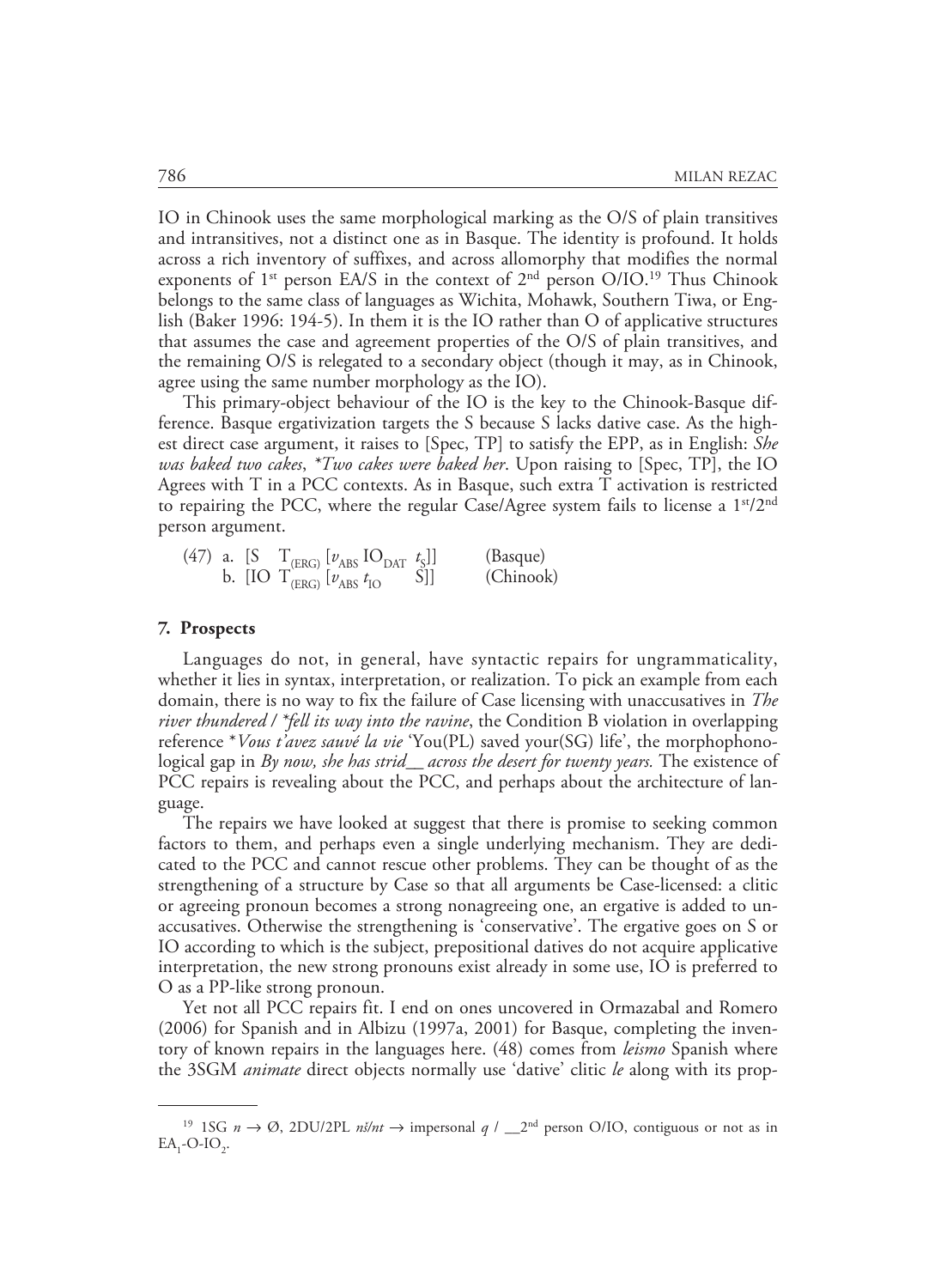IO in Chinook uses the same morphological marking as the O/S of plain transitives and intransitives, not a distinct one as in Basque. The identity is profound. It holds across a rich inventory of suffixes, and across allomorphy that modifies the normal exponents of 1st person EA/S in the context of 2nd person O/IO.[19] Thus Chinook belongs to the same class of languages as Wichita, Mohawk, Southern Tiwa, or English (Baker 1996: 194-5). In them it is the IO rather than O of applicative structures that assumes the case and agreement properties of the O/S of plain transitives, and the remaining O/S is relegated to a secondary object (though it may, as in Chinook, agree using the same number morphology as the IO).

This primary-object behaviour of the IO is the key to the Chinook-Basque difference. Basque ergativization targets the S because S lacks dative case. As the highest direct case argument, it raises to [Spec, TP] to satisfy the EPP, as in English: *She was baked two cakes*, *\*Two cakes were baked her*. Upon raising to [Spec, TP], the IO Agrees with T in a PCC contexts. As in Basque, such extra T activation is restricted to repairing the PCC, where the regular Case/Agree system fails to license a 1st/2nd person argument.

(47) a. [S $T_{(ERG)}$ [$v_{ABS}$ $IO_{DAT}$ $t_S$]] (Basque)
b. [IO $T_{(ERG)}$ [$v_{ABS}$ $t_{IO}$ S]] (Chinook)

## 7. Prospects

Languages do not, in general, have syntactic repairs for ungrammaticality, whether it lies in syntax, interpretation, or realization. To pick an example from each domain, there is no way to fix the failure of Case licensing with unaccusatives in *The river thundered / \*fell its way into the ravine*, the Condition B violation in overlapping reference *\*Vous t'avez sauvé la vie* 'You(PL) saved your(SG) life', the morphophonological gap in *By now, she has strid__ across the desert for twenty years.* The existence of PCC repairs is revealing about the PCC, and perhaps about the architecture of language.

The repairs we have looked at suggest that there is promise to seeking common factors to them, and perhaps even a single underlying mechanism. They are dedicated to the PCC and cannot rescue other problems. They can be thought of as the strengthening of a structure by Case so that all arguments be Case-licensed: a clitic or agreeing pronoun becomes a strong nonagreeing one, an ergative is added to unaccusatives. Otherwise the strengthening is 'conservative'. The ergative goes on S or IO according to which is the subject, prepositional datives do not acquire applicative interpretation, the new strong pronouns exist already in some use, IO is preferred to O as a PP-like strong pronoun.

Yet not all PCC repairs fit. I end on ones uncovered in Ormazabal and Romero (2006) for Spanish and in Albizu (1997a, 2001) for Basque, completing the inventory of known repairs in the languages here. (48) comes from *leismo* Spanish where the 3SGM *animate* direct objects normally use 'dative' clitic *le* along with its prop-

---

[19] 1SG $n \rightarrow \emptyset$, 2DU/2PL *nš/nt* $\rightarrow$ impersonal *q* / __2nd person O/IO, contiguous or not as in $EA_1$-O-$IO_2$.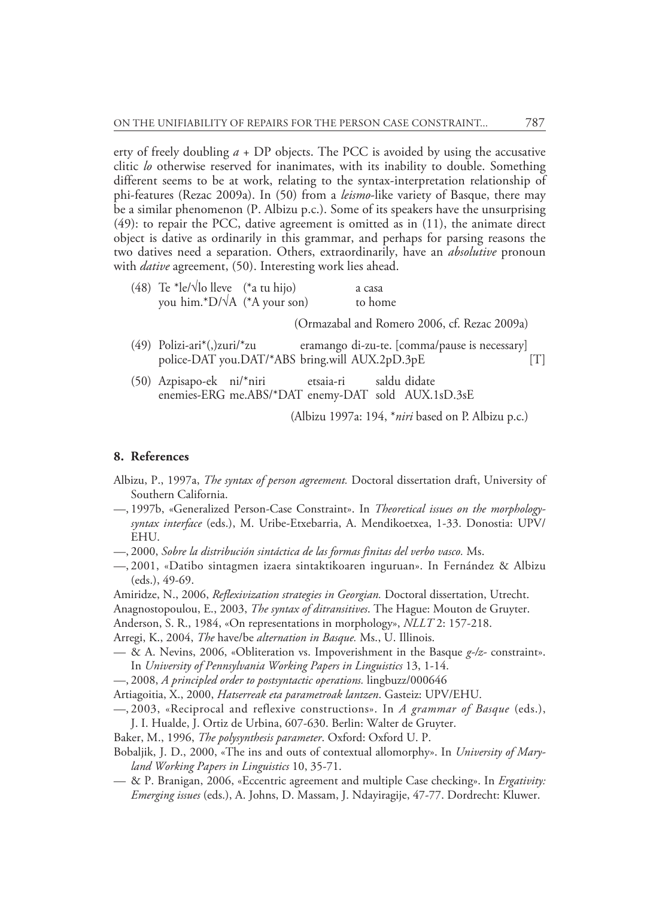erty of freely doubling *a* + DP objects. The PCC is avoided by using the accusative clitic *lo* otherwise reserved for inanimates, with its inability to double. Something different seems to be at work, relating to the syntax-interpretation relationship of phi-features (Rezac 2009a). In (50) from a *leismo*-like variety of Basque, there may be a similar phenomenon (P. Albizu p.c.). Some of its speakers have the unsurprising (49): to repair the PCC, dative agreement is omitted as in (11), the animate direct object is dative as ordinarily in this grammar, and perhaps for parsing reasons the two datives need a separation. Others, extraordinarily, have an *absolutive* pronoun with *dative* agreement, (50). Interesting work lies ahead.

(48) Te *le/√lo lleve (*a tu hijo) a casa
you him.*D/√A (*A your son) to home

(Ormazabal and Romero 2006, cf. Rezac 2009a)

(49) Polizi-ari*(,)zuri/*zu eramango di-zu-te. [comma/pause is necessary]
police-DAT you.DAT/*ABS bring.will AUX.2pD.3pE [T]

(50) Azpisapo-ek ni/*niri etsaia-ri saldu didate
enemies-ERG me.ABS/*DAT enemy-DAT sold AUX.1sD.3sE

(Albizu 1997a: 194, **niri* based on P. Albizu p.c.)

## 8. References

Albizu, P., 1997a, *The syntax of person agreement.* Doctoral dissertation draft, University of Southern California.

—, 1997b, «Generalized Person-Case Constraint». In *Theoretical issues on the morphology-syntax interface* (eds.), M. Uribe-Etxebarria, A. Mendikoetxea, 1-33. Donostia: UPV/EHU.

—, 2000, *Sobre la distribución sintáctica de las formas finitas del verbo vasco.* Ms.

—, 2001, «Datibo sintagmen izaera sintaktikoaren inguruan». In Fernández & Albizu (eds.), 49-69.

Amiridze, N., 2006, *Reflexivization strategies in Georgian.* Doctoral dissertation, Utrecht.

Anagnostopoulou, E., 2003, *The syntax of ditransitives*. The Hague: Mouton de Gruyter.

Anderson, S. R., 1984, «On representations in morphology», *NLLT* 2: 157-218.

Arregi, K., 2004, *The* have/be *alternation in Basque.* Ms., U. Illinois.

— & A. Nevins, 2006, «Obliteration vs. Impoverishment in the Basque *g-/z-* constraint». In *University of Pennsylvania Working Papers in Linguistics* 13, 1-14.

—, 2008, *A principled order to postsyntactic operations.* lingbuzz/000646

Artiagoitia, X., 2000, *Hatserreak eta parametroak lantzen*. Gasteiz: UPV/EHU.

—, 2003, «Reciprocal and reflexive constructions». In *A grammar of Basque* (eds.), J. I. Hualde, J. Ortiz de Urbina, 607-630. Berlin: Walter de Gruyter.

Baker, M., 1996, *The polysynthesis parameter*. Oxford: Oxford U. P.

Bobaljik, J. D., 2000, «The ins and outs of contextual allomorphy». In *University of Maryland Working Papers in Linguistics* 10, 35-71.

— & P. Branigan, 2006, «Eccentric agreement and multiple Case checking». In *Ergativity: Emerging issues* (eds.), A. Johns, D. Massam, J. Ndayiragije, 47-77. Dordrecht: Kluwer.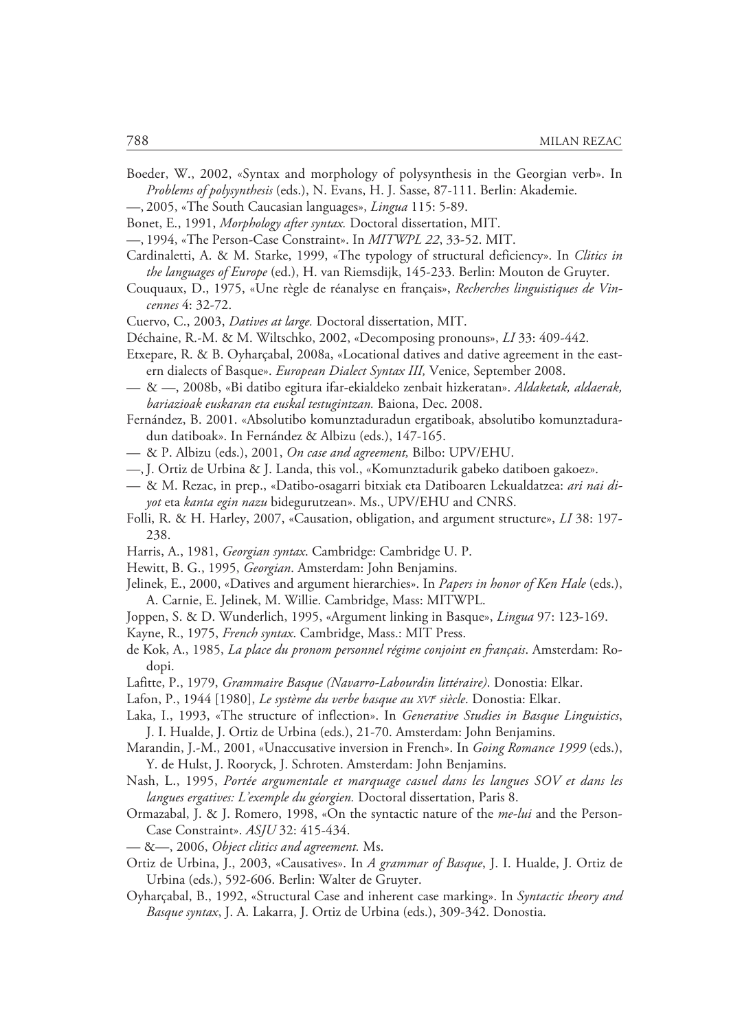Boeder, W., 2002, «Syntax and morphology of polysynthesis in the Georgian verb». In *Problems of polysynthesis* (eds.), N. Evans, H. J. Sasse, 87-111. Berlin: Akademie.

—, 2005, «The South Caucasian languages», *Lingua* 115: 5-89.

Bonet, E., 1991, *Morphology after syntax.* Doctoral dissertation, MIT.

—, 1994, «The Person-Case Constraint». In *MITWPL 22*, 33-52. MIT.

Cardinaletti, A. & M. Starke, 1999, «The typology of structural deficiency». In *Clitics in the languages of Europe* (ed.), H. van Riemsdijk, 145-233. Berlin: Mouton de Gruyter.

Couquaux, D., 1975, «Une règle de réanalyse en français», *Recherches linguistiques de Vincennes* 4: 32-72.

Cuervo, C., 2003, *Datives at large.* Doctoral dissertation, MIT.

Déchaine, R.-M. & M. Wiltschko, 2002, «Decomposing pronouns», *LI* 33: 409-442.

Etxepare, R. & B. Oyharçabal, 2008a, «Locational datives and dative agreement in the eastern dialects of Basque». *European Dialect Syntax III,* Venice, September 2008.

— & —, 2008b, «Bi datibo egitura ifar-ekialdeko zenbait hizkeratan». *Aldaketak, aldaerak, bariazioak euskaran eta euskal testugintzan.* Baiona, Dec. 2008.

Fernández, B. 2001. «Absolutibo komunztaduradun ergatiboak, absolutibo komunztaduradun datiboak». In Fernández & Albizu (eds.), 147-165.

— & P. Albizu (eds.), 2001, *On case and agreement,* Bilbo: UPV/EHU.

—, J. Ortiz de Urbina & J. Landa, this vol., «Komunztadurik gabeko datiboen gakoez».

— & M. Rezac, in prep., «Datibo-osagarri bitxiak eta Datiboaren Lekualdatzea: *ari nai diyot* eta *kanta egin nazu* bidegurutzean». Ms., UPV/EHU and CNRS.

Folli, R. & H. Harley, 2007, «Causation, obligation, and argument structure», *LI* 38: 197-238.

Harris, A., 1981, *Georgian syntax*. Cambridge: Cambridge U. P.

Hewitt, B. G., 1995, *Georgian*. Amsterdam: John Benjamins.

Jelinek, E., 2000, «Datives and argument hierarchies». In *Papers in honor of Ken Hale* (eds.), A. Carnie, E. Jelinek, M. Willie. Cambridge, Mass: MITWPL.

Joppen, S. & D. Wunderlich, 1995, «Argument linking in Basque», *Lingua* 97: 123-169.

Kayne, R., 1975, *French syntax*. Cambridge, Mass.: MIT Press.

de Kok, A., 1985, *La place du pronom personnel régime conjoint en français*. Amsterdam: Rodopi.

Lafitte, P., 1979, *Grammaire Basque (Navarro-Labourdin littéraire)*. Donostia: Elkar.

Lafon, P., 1944 [1980], *Le système du verbe basque au XVI[e] siècle*. Donostia: Elkar.

Laka, I., 1993, «The structure of inflection». In *Generative Studies in Basque Linguistics*, J. I. Hualde, J. Ortiz de Urbina (eds.), 21-70. Amsterdam: John Benjamins.

Marandin, J.-M., 2001, «Unaccusative inversion in French». In *Going Romance 1999* (eds.), Y. de Hulst, J. Rooryck, J. Schroten. Amsterdam: John Benjamins.

Nash, L., 1995, *Portée argumentale et marquage casuel dans les langues SOV et dans les langues ergatives: L'exemple du géorgien.* Doctoral dissertation, Paris 8.

Ormazabal, J. & J. Romero, 1998, «On the syntactic nature of the *me-lui* and the Person-Case Constraint». *ASJU* 32: 415-434.

— &—, 2006, *Object clitics and agreement.* Ms.

Ortiz de Urbina, J., 2003, «Causatives». In *A grammar of Basque*, J. I. Hualde, J. Ortiz de Urbina (eds.), 592-606. Berlin: Walter de Gruyter.

Oyharçabal, B., 1992, «Structural Case and inherent case marking». In *Syntactic theory and Basque syntax*, J. A. Lakarra, J. Ortiz de Urbina (eds.), 309-342. Donostia.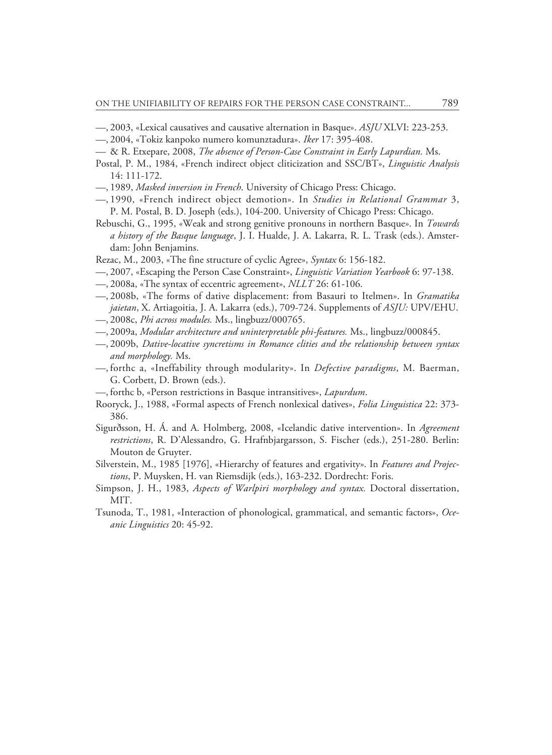—, 2003, «Lexical causatives and causative alternation in Basque». *ASJU* XLVI: 223-253.

—, 2004, «Tokiz kanpoko numero komunztadura». *Iker* 17: 395-408.

— & R. Etxepare, 2008, *The absence of Person-Case Constraint in Early Lapurdian.* Ms.

Postal, P. M., 1984, «French indirect object cliticization and SSC/BT», *Linguistic Analysis* 14: 111-172.

—, 1989, *Masked inversion in French*. University of Chicago Press: Chicago.

—, 1990, «French indirect object demotion». In *Studies in Relational Grammar* 3, P. M. Postal, B. D. Joseph (eds.), 104-200. University of Chicago Press: Chicago.

Rebuschi, G., 1995, «Weak and strong genitive pronouns in northern Basque». In *Towards a history of the Basque language*, J. I. Hualde, J. A. Lakarra, R. L. Trask (eds.). Amsterdam: John Benjamins.

Rezac, M., 2003, «The fine structure of cyclic Agree», *Syntax* 6: 156-182.

—, 2007, «Escaping the Person Case Constraint», *Linguistic Variation Yearbook* 6: 97-138.

—, 2008a, «The syntax of eccentric agreement», *NLLT* 26: 61-106.

—, 2008b, «The forms of dative displacement: from Basauri to Itelmen». In *Gramatika jaietan*, X. Artiagoitia, J. A. Lakarra (eds.), 709-724. Supplements of *ASJU:* UPV/EHU.

—, 2008c, *Phi across modules.* Ms., lingbuzz/000765.

—, 2009a, *Modular architecture and uninterpretable phi-features.* Ms., lingbuzz/000845.

—, 2009b, *Dative-locative syncretisms in Romance clities and the relationship between syntax and morphology.* Ms.

—, forthc a, «Ineffability through modularity». In *Defective paradigms*, M. Baerman, G. Corbett, D. Brown (eds.).

—, forthc b, «Person restrictions in Basque intransitives», *Lapurdum*.

Rooryck, J., 1988, «Formal aspects of French nonlexical datives», *Folia Linguistica* 22: 373-386.

Sigurðsson, H. Á. and A. Holmberg, 2008, «Icelandic dative intervention». In *Agreement restrictions*, R. D'Alessandro, G. Hrafnbjargarsson, S. Fischer (eds.), 251-280. Berlin: Mouton de Gruyter.

Silverstein, M., 1985 [1976], «Hierarchy of features and ergativity». In *Features and Projections*, P. Muysken, H. van Riemsdijk (eds.), 163-232. Dordrecht: Foris.

Simpson, J. H., 1983, *Aspects of Warlpiri morphology and syntax.* Doctoral dissertation, MIT.

Tsunoda, T., 1981, «Interaction of phonological, grammatical, and semantic factors», *Oceanic Linguistics* 20: 45-92.